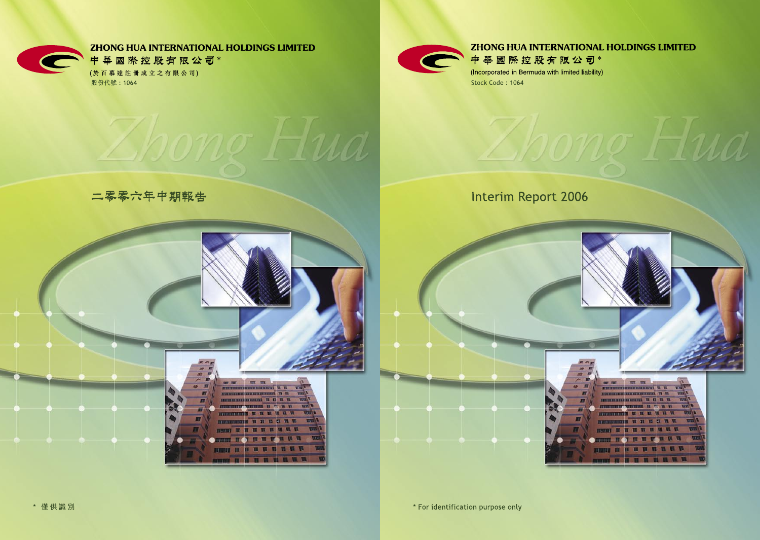ZHONG HUA INTERNATIONAL HOLDINGS LIMITED

中華國際控股有限公司*

(於百慕達註冊成立之有限公司)

股份代號：1064

# 二零零六年中期報告

\* 僅供識別

ZHONG HUA INTERNATIONAL HOLDINGS LIMITED

中華國際控股有限公司*

(Incorporated in Bermuda with limited liability)

Stock Code : 1064

# Interim Report 2006

\* For identification purpose only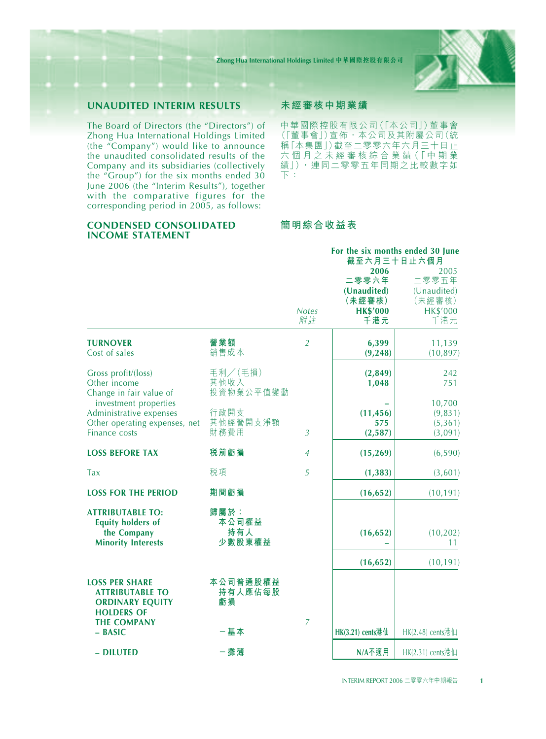## UNAUDITED INTERIM RESULTS

## 未經審核中期業績

The Board of Directors (the "Directors") of Zhong Hua International Holdings Limited (the "Company") would like to announce the unaudited consolidated results of the Company and its subsidiaries (collectively the "Group") for the six months ended 30 June 2006 (the "Interim Results"), together with the comparative figures for the corresponding period in 2005, as follows:

中華國際控股有限公司(「本公司」)董事會(「董事會」)宣佈,本公司及其附屬公司(統稱「本集團」)截至二零零六年六月三十日止六個月之未經審核綜合業績(「中期業績」),連同二零零五年同期之比較數字如下:

## CONDENSED CONSOLIDATED INCOME STATEMENT

## 簡明綜合收益表

| | | Notes<br>附註 | For the six months ended 30 June<br>截至六月三十日止六個月<br>2006<br>二零零六年<br>(Unaudited)<br>(未經審核)<br>HK$'000<br>千港元 | 2005<br>二零零五年<br>(Unaudited)<br>(未經審核)<br>HK$'000<br>千港元 |
|---|---|---|---|---|
| **TURNOVER** | **營業額** | 2 | **6,399** | 11,139 |
| Cost of sales | 銷售成本 | | **(9,248)** | (10,897) |
| Gross profit/(loss) | 毛利/(毛損) | | **(2,849)** | 242 |
| Other income | 其他收入 | | **1,048** | 751 |
| Change in fair value of investment properties | 投資物業公平值變動 | | **–** | 10,700 |
| Administrative expenses | 行政開支 | | **(11,456)** | (9,831) |
| Other operating expenses, net | 其他經營開支淨額 | | **575** | (5,361) |
| Finance costs | 財務費用 | 3 | **(2,587)** | (3,091) |
| **LOSS BEFORE TAX** | **稅前虧損** | 4 | **(15,269)** | (6,590) |
| Tax | 稅項 | 5 | **(1,383)** | (3,601) |
| **LOSS FOR THE PERIOD** | **期間虧損** | | **(16,652)** | (10,191) |
| **ATTRIBUTABLE TO:** | **歸屬於:** | | | |
| **Equity holders of the Company** | **本公司權益持有人** | | **(16,652)** | (10,202) |
| **Minority Interests** | **少數股東權益** | | **–** | 11 |
| | | | **(16,652)** | (10,191) |
| **LOSS PER SHARE ATTRIBUTABLE TO ORDINARY EQUITY HOLDERS OF THE COMPANY** | **本公司普通股權益持有人應佔每股虧損** | 7 | | |
| **– BASIC** | **-基本** | | **HK(3.21) cents港仙** | HK(2.48) cents港仙 |
| **– DILUTED** | **-攤薄** | | **N/A不適用** | HK(2.31) cents港仙 |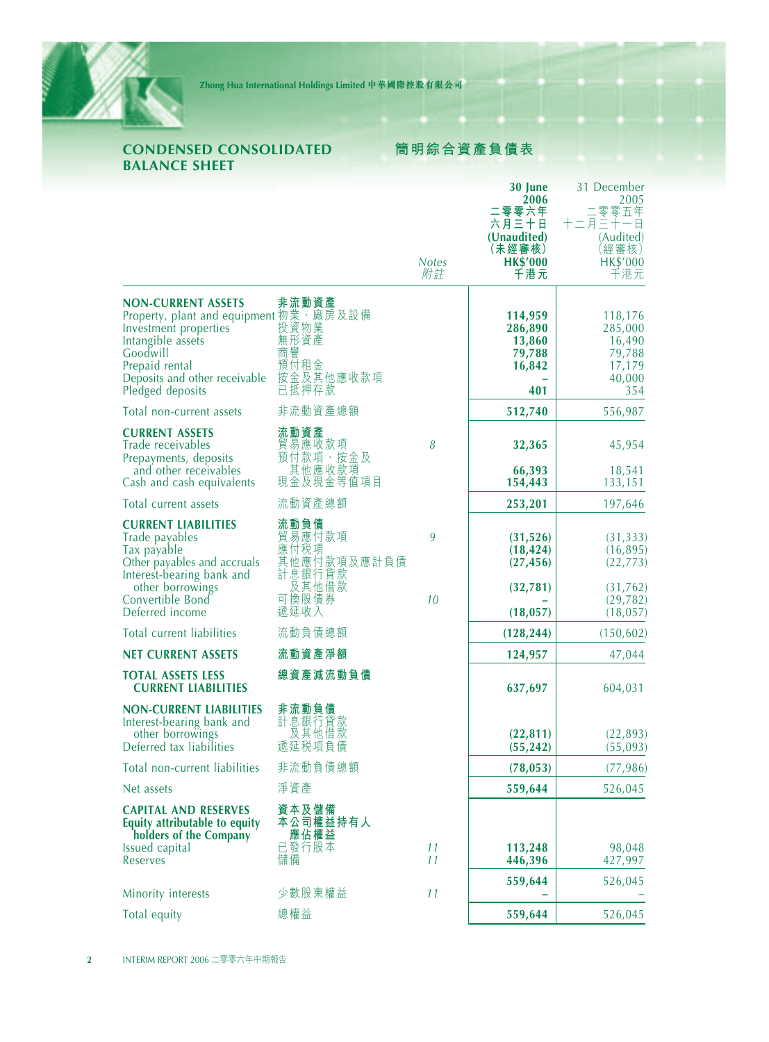## CONDENSED CONSOLIDATED BALANCE SHEET 簡明綜合資產負債表

| | | Notes 附註 | 30 June 2006 二零零六年六月三十日 (Unaudited) (未經審核) HK$'000 千港元 | 31 December 2005 二零零五年十二月三十一日 (Audited) (經審核) HK$'000 千港元 |
|---|---|---|---|---|
| **NON-CURRENT ASSETS** | **非流動資產** | | | |
| Property, plant and equipment | 物業、廠房及設備 | | **114,959** | 118,176 |
| Investment properties | 投資物業 | | **286,890** | 285,000 |
| Intangible assets | 無形資產 | | **13,860** | 16,490 |
| Goodwill | 商譽 | | **79,788** | 79,788 |
| Prepaid rental | 預付租金 | | **16,842** | 17,179 |
| Deposits and other receivable | 按金及其他應收款項 | | **–** | 40,000 |
| Pledged deposits | 已抵押存款 | | **401** | 354 |
| Total non-current assets | 非流動資產總額 | | **512,740** | 556,987 |
| **CURRENT ASSETS** | **流動資產** | | | |
| Trade receivables | 貿易應收款項 | 8 | **32,365** | 45,954 |
| Prepayments, deposits and other receivables | 預付款項、按金及其他應收款項 | | **66,393** | 18,541 |
| Cash and cash equivalents | 現金及現金等值項目 | | **154,443** | 133,151 |
| Total current assets | 流動資產總額 | | **253,201** | 197,646 |
| **CURRENT LIABILITIES** | **流動負債** | | | |
| Trade payables | 貿易應付款項 | 9 | **(31,526)** | (31,333) |
| Tax payable | 應付稅項 | | **(18,424)** | (16,895) |
| Other payables and accruals | 其他應付款項及應計負債 | | **(27,456)** | (22,773) |
| Interest-bearing bank and other borrowings | 計息銀行貸款及其他借款 | | **(32,781)** | (31,762) |
| Convertible Bond | 可換股債券 | 10 | **–** | (29,782) |
| Deferred income | 遞延收入 | | **(18,057)** | (18,057) |
| Total current liabilities | 流動負債總額 | | **(128,244)** | (150,602) |
| **NET CURRENT ASSETS** | **流動資產淨額** | | **124,957** | 47,044 |
| **TOTAL ASSETS LESS CURRENT LIABILITIES** | **總資產減流動負債** | | **637,697** | 604,031 |
| **NON-CURRENT LIABILITIES** | **非流動負債** | | | |
| Interest-bearing bank and other borrowings | 計息銀行貸款及其他借款 | | **(22,811)** | (22,893) |
| Deferred tax liabilities | 遞延稅項負債 | | **(55,242)** | (55,093) |
| Total non-current liabilities | 非流動負債總額 | | **(78,053)** | (77,986) |
| Net assets | 淨資產 | | **559,644** | 526,045 |
| **CAPITAL AND RESERVES** | **資本及儲備** | | | |
| **Equity attributable to equity holders of the Company** | **本公司權益持有人應佔權益** | | | |
| Issued capital | 已發行股本 | 11 | **113,248** | 98,048 |
| Reserves | 儲備 | 11 | **446,396** | 427,997 |
| | | | **559,644** | 526,045 |
| Minority interests | 少數股東權益 | 11 | **–** | – |
| Total equity | 總權益 | | **559,644** | 526,045 |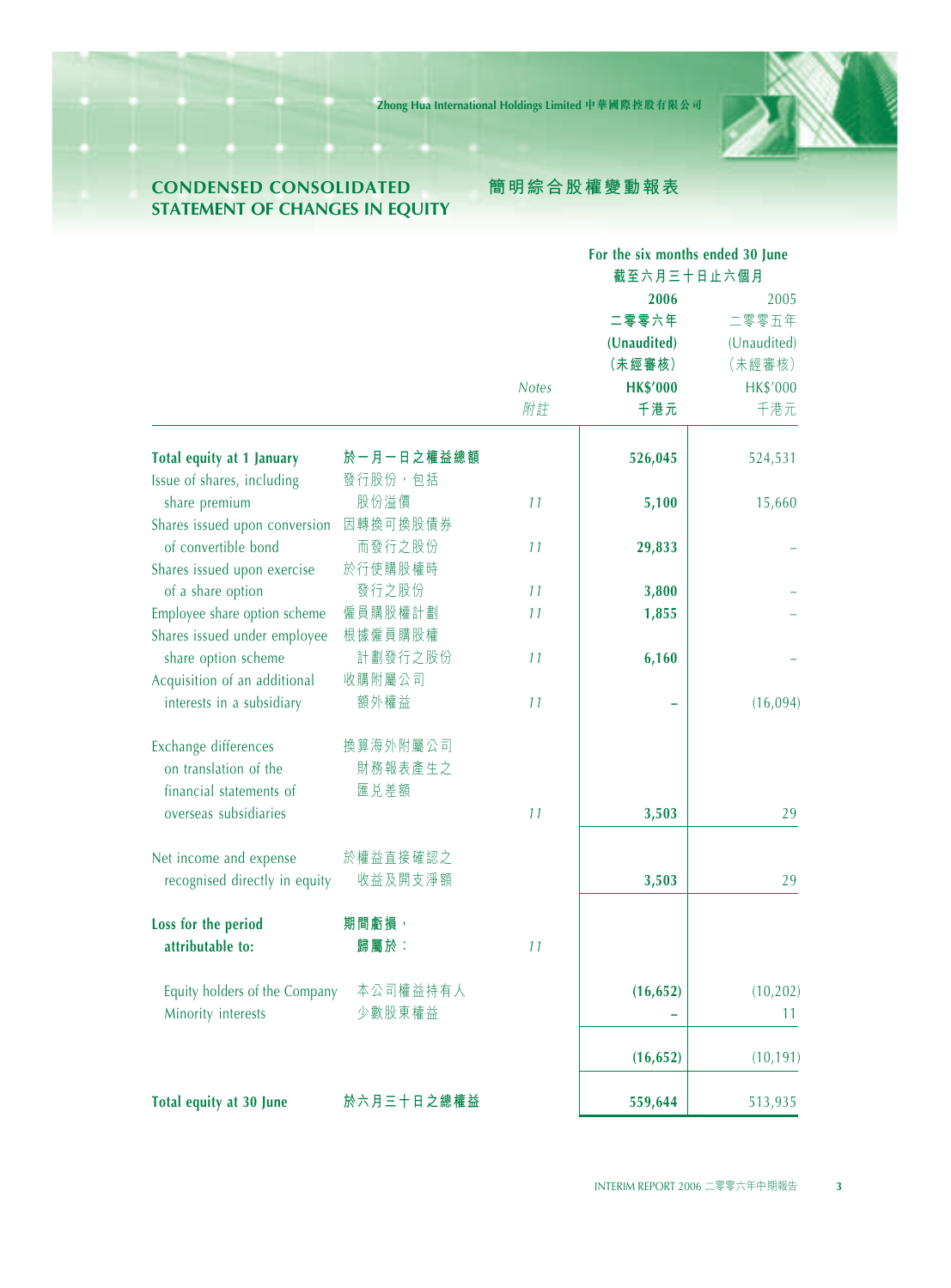## CONDENSED CONSOLIDATED STATEMENT OF CHANGES IN EQUITY 簡明綜合股權變動報表

| | | Notes 附註 | For the six months ended 30 June 截至六月三十日止六個月 2006 二零零六年 (Unaudited) (未經審核) HK$'000 千港元 | 2005 二零零五年 (Unaudited) (未經審核) HK$'000 千港元 |
|---|---|---|---|---|
| **Total equity at 1 January** | **於一月一日之權益總額** | | **526,045** | 524,531 |
| Issue of shares, including share premium | 發行股份，包括股份溢價 | 11 | **5,100** | 15,660 |
| Shares issued upon conversion of convertible bond | 因轉換可換股債券而發行之股份 | 11 | **29,833** | – |
| Shares issued upon exercise of a share option | 於行使購股權時發行之股份 | 11 | **3,800** | – |
| Employee share option scheme | 僱員購股權計劃 | 11 | **1,855** | – |
| Shares issued under employee share option scheme | 根據僱員購股權計劃發行之股份 | 11 | **6,160** | – |
| Acquisition of an additional interests in a subsidiary | 收購附屬公司額外權益 | 11 | **–** | (16,094) |
| Exchange differences on translation of the financial statements of overseas subsidiaries | 換算海外附屬公司財務報表產生之匯兑差額 | 11 | **3,503** | 29 |
| Net income and expense recognised directly in equity | 於權益直接確認之收益及開支淨額 | | **3,503** | 29 |
| **Loss for the period attributable to:** | **期間虧損，歸屬於：** | 11 | | |
| Equity holders of the Company | 本公司權益持有人 | | **(16,652)** | (10,202) |
| Minority interests | 少數股東權益 | | **–** | 11 |
| | | | **(16,652)** | (10,191) |
| **Total equity at 30 June** | **於六月三十日之總權益** | | **559,644** | 513,935 |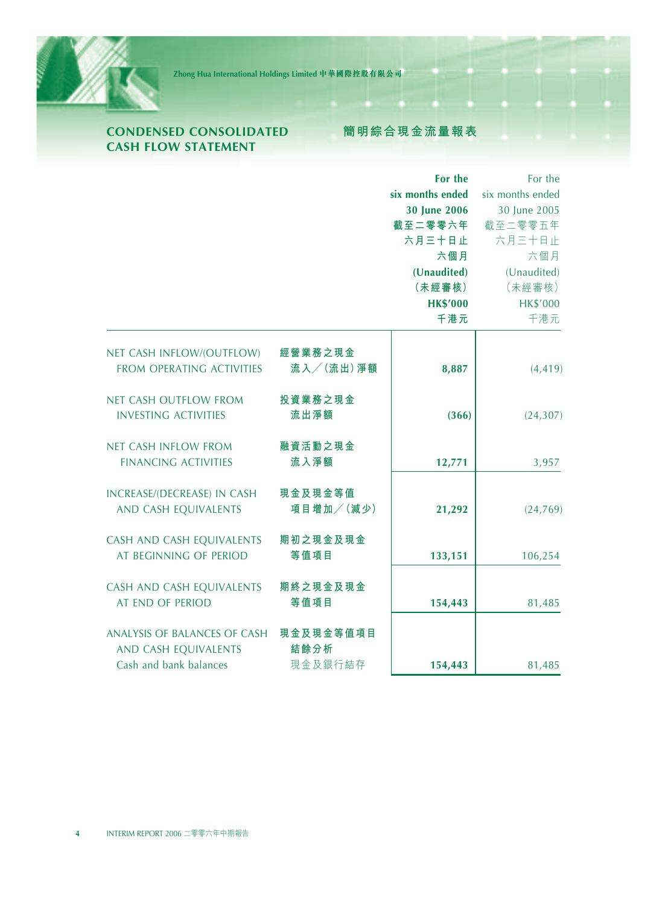## CONDENSED CONSOLIDATED CASH FLOW STATEMENT

## 簡明綜合現金流量報表

| | | **For the six months ended 30 June 2006 截至二零零六年六月三十日止六個月 (Unaudited) (未經審核) HK$'000 千港元** | For the six months ended 30 June 2005 截至二零零五年六月三十日止六個月 (Unaudited) (未經審核) HK$'000 千港元 |
|---|---|---|---|
| NET CASH INFLOW/(OUTFLOW) FROM OPERATING ACTIVITIES | 經營業務之現金流入／(流出)淨額 | **8,887** | (4,419) |
| NET CASH OUTFLOW FROM INVESTING ACTIVITIES | 投資業務之現金流出淨額 | **(366)** | (24,307) |
| NET CASH INFLOW FROM FINANCING ACTIVITIES | 融資活動之現金流入淨額 | **12,771** | 3,957 |
| INCREASE/(DECREASE) IN CASH AND CASH EQUIVALENTS | 現金及現金等值項目增加／(減少) | **21,292** | (24,769) |
| CASH AND CASH EQUIVALENTS AT BEGINNING OF PERIOD | 期初之現金及現金等值項目 | **133,151** | 106,254 |
| CASH AND CASH EQUIVALENTS AT END OF PERIOD | 期終之現金及現金等值項目 | **154,443** | 81,485 |
| ANALYSIS OF BALANCES OF CASH AND CASH EQUIVALENTS | 現金及現金等值項目結餘分析 | | |
| Cash and bank balances | 現金及銀行結存 | **154,443** | 81,485 |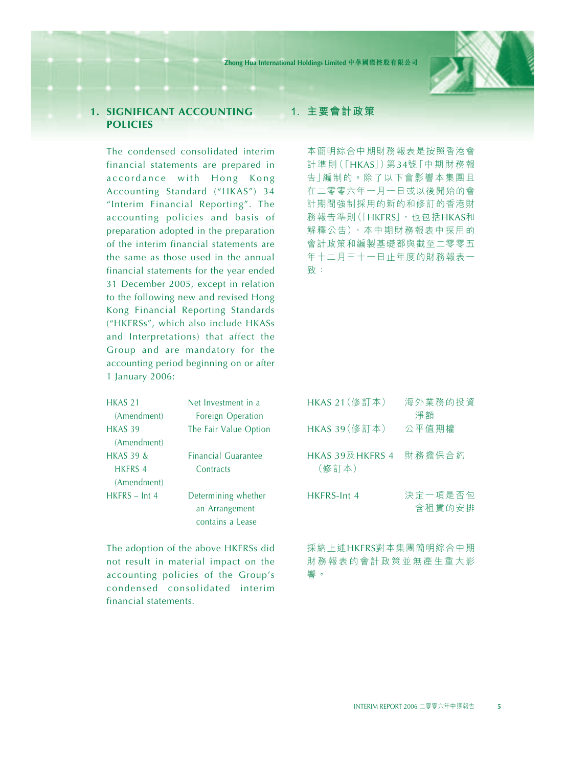## 1. SIGNIFICANT ACCOUNTING POLICIES

The condensed consolidated interim financial statements are prepared in accordance with Hong Kong Accounting Standard ("HKAS") 34 "Interim Financial Reporting". The accounting policies and basis of preparation adopted in the preparation of the interim financial statements are the same as those used in the annual financial statements for the year ended 31 December 2005, except in relation to the following new and revised Hong Kong Financial Reporting Standards ("HKFRSs", which also include HKASs and Interpretations) that affect the Group and are mandatory for the accounting period beginning on or after 1 January 2006:

| | |
|---|---|
| HKAS 21 (Amendment) | Net Investment in a Foreign Operation |
| HKAS 39 (Amendment) | The Fair Value Option |
| HKAS 39 & HKFRS 4 (Amendment) | Financial Guarantee Contracts |
| HKFRS – Int 4 | Determining whether an Arrangement contains a Lease |

The adoption of the above HKFRSs did not result in material impact on the accounting policies of the Group's condensed consolidated interim financial statements.

## 1. 主要會計政策

本簡明綜合中期財務報表是按照香港會計準則(「HKAS」)第34號「中期財務報告」編制的。除了以下會影響本集團且在二零零六年一月一日或以後開始的會計期間強制採用的新的和修訂的香港財務報告準則(「HKFRS」,也包括HKAS和解釋公告),本中期財務報表中採用的會計政策和編製基礎都與截至二零零五年十二月三十一日止年度的財務報表一致:

| | |
|---|---|
| HKAS 21(修訂本) | 海外業務的投資淨額 |
| HKAS 39(修訂本) | 公平值期權 |
| HKAS 39及HKFRS 4(修訂本) | 財務擔保合約 |
| HKFRS-Int 4 | 決定一項是否包含租賃的安排 |

採納上述HKFRS對本集團簡明綜合中期財務報表的會計政策並無產生重大影響。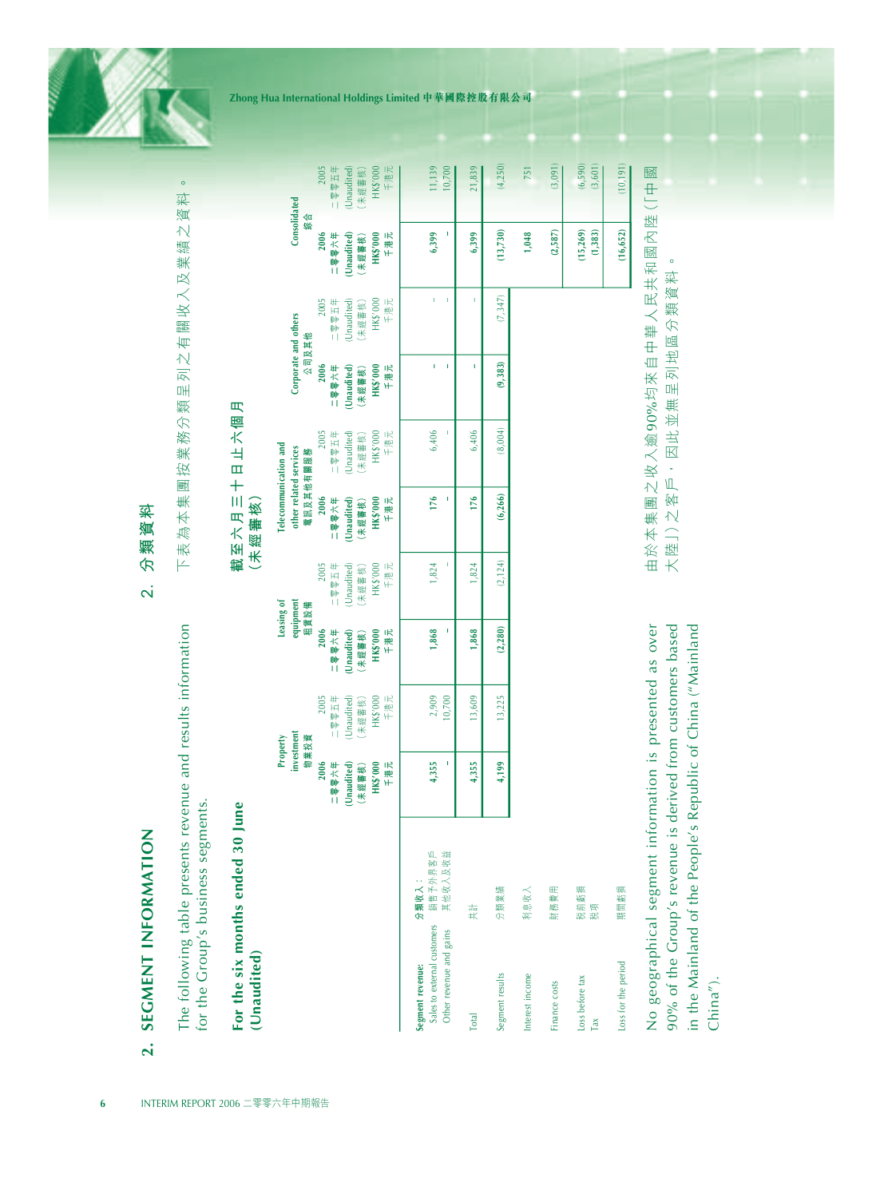## 2. SEGMENT INFORMATION

The following table presents revenue and results information for the Group's business segments.

### For the six months ended 30 June (Unaudited)

## 2. 分類資料

下表為本集團按業務分類呈列之有關收入及業績之資料。

### 截至六月三十日止六個月（未經審核）

| | Property investment 物業投資 | | Leasing of equipment 租賃設備 | | Telecommunication and other related services 電訊及其他有關服務 | | Corporate and others 公司及其他 | | Consolidated 綜合 | |
|---|---|---|---|---|---|---|---|---|---|---|
| | 2006 二零零六年 (Unaudited) (未經審核) HK$'000 千港元 | 2005 二零零五年 (Unaudited) (未經審核) HK$'000 千港元 | 2006 二零零六年 (Unaudited) (未經審核) HK$'000 千港元 | 2005 二零零五年 (Unaudited) (未經審核) HK$'000 千港元 | 2006 二零零六年 (Unaudited) (未經審核) HK$'000 千港元 | 2005 二零零五年 (Unaudited) (未經審核) HK$'000 千港元 | 2006 二零零六年 (Unaudited) (未經審核) HK$'000 千港元 | 2005 二零零五年 (Unaudited) (未經審核) HK$'000 千港元 | 2006 二零零六年 (Unaudited) (未經審核) HK$'000 千港元 | 2005 二零零五年 (Unaudited) (未經審核) HK$'000 千港元 |
| **Segment revenue:** 分類收入： | | | | | | | | | | |
| Sales to external customers 銷售予外界客戶 | 4,355 | 2,909 | 1,868 | 1,824 | 176 | 6,406 | – | – | 6,399 | 11,139 |
| Other revenue and gains 其他收入及收益 | – | 10,700 | – | – | – | – | – | – | – | 10,700 |
| Total 共計 | 4,355 | 13,609 | 1,868 | 1,824 | 176 | 6,406 | – | – | 6,399 | 21,839 |
| Segment results 分類業績 | 4,199 | 13,225 | (2,280) | (2,124) | (6,266) | (8,004) | (9,383) | (7,347) | (13,730) | (4,250) |
| Interest income 利息收入 | | | | | | | | | 1,048 | 751 |
| Finance costs 財務費用 | | | | | | | | | (2,587) | (3,091) |
| Loss before tax 稅前虧損 | | | | | | | | | (15,269) | (6,590) |
| Tax 稅項 | | | | | | | | | (1,383) | (3,601) |
| Loss for the period 期間虧損 | | | | | | | | | (16,652) | (10,191) |

No geographical segment information is presented as over 90% of the Group's revenue is derived from customers based in the Mainland of the People's Republic of China ("Mainland China").

由於本集團之收入逾90%均來自中華人民共和國內陸（「中國大陸」）之客戶，因此並無呈列地區分類資料。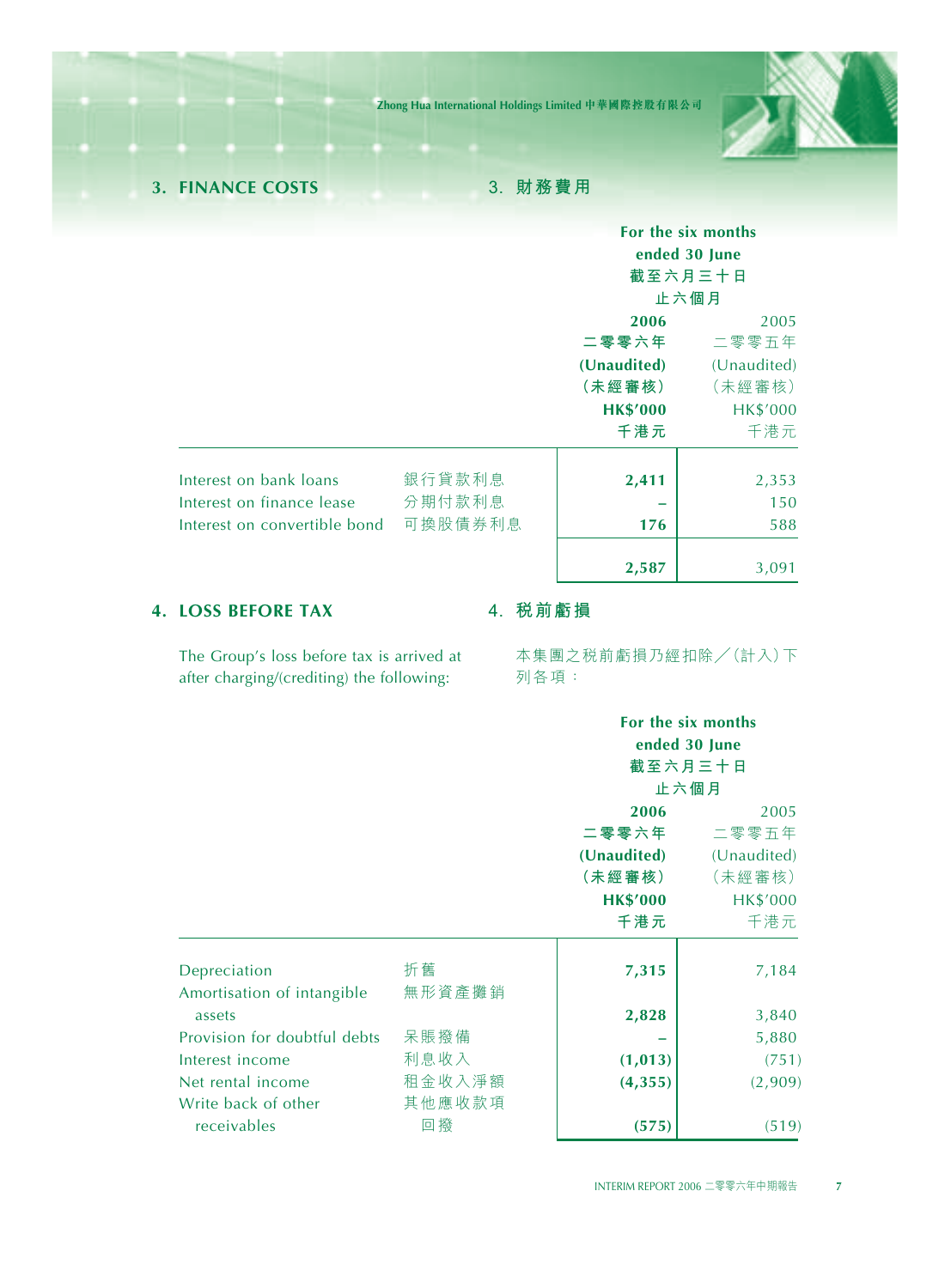## 3. FINANCE COSTS 3. 財務費用

| | | For the six months ended 30 June 截至六月三十日止六個月 | |
|---|---|---|---|
| | | **2006 二零零六年 (Unaudited) (未經審核) HK$'000 千港元** | 2005 二零零五年 (Unaudited) (未經審核) HK$'000 千港元 |
| Interest on bank loans | 銀行貸款利息 | **2,411** | 2,353 |
| Interest on finance lease | 分期付款利息 | **–** | 150 |
| Interest on convertible bond | 可換股債券利息 | **176** | 588 |
| | | **2,587** | 3,091 |

## 4. LOSS BEFORE TAX 4. 稅前虧損

The Group's loss before tax is arrived at after charging/(crediting) the following:

本集團之稅前虧損乃經扣除／(計入)下列各項：

| | | For the six months ended 30 June 截至六月三十日止六個月 | |
|---|---|---|---|
| | | **2006 二零零六年 (Unaudited) (未經審核) HK$'000 千港元** | 2005 二零零五年 (Unaudited) (未經審核) HK$'000 千港元 |
| Depreciation | 折舊 | **7,315** | 7,184 |
| Amortisation of intangible assets | 無形資產攤銷 | **2,828** | 3,840 |
| Provision for doubtful debts | 呆賬撥備 | **–** | 5,880 |
| Interest income | 利息收入 | **(1,013)** | (751) |
| Net rental income | 租金收入淨額 | **(4,355)** | (2,909) |
| Write back of other receivables | 其他應收款項回撥 | **(575)** | (519) |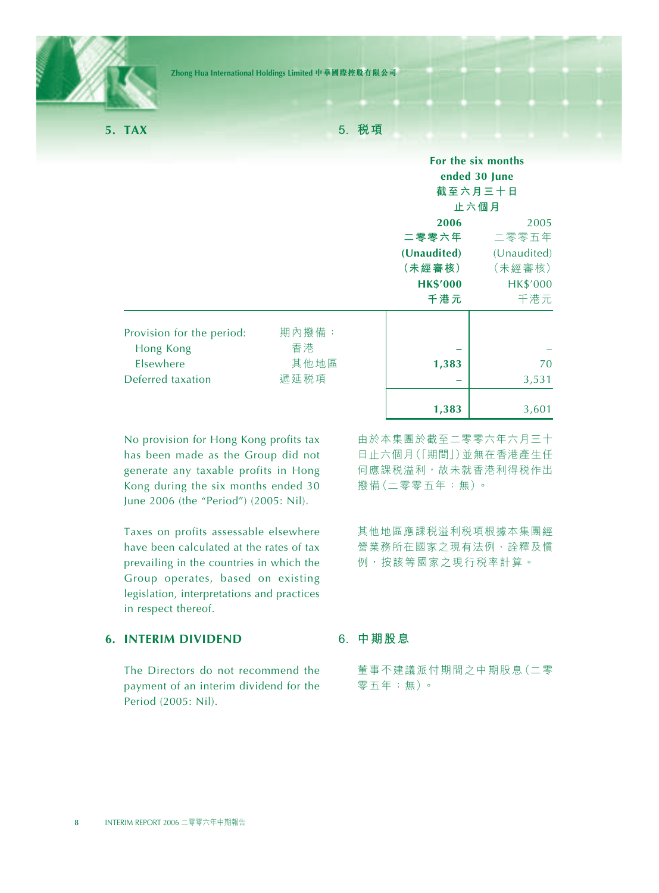## 5. TAX

## 5. 稅項

| | | For the six months ended 30 June 截至六月三十日止六個月 | |
|---|---|---|---|
| | | **2006** **二零零六年** **(Unaudited)** **(未經審核)** **HK$'000** **千港元** | 2005 二零零五年 (Unaudited) (未經審核) HK$'000 千港元 |
| Provision for the period: | 期內撥備： | | |
| Hong Kong | 香港 | **–** | – |
| Elsewhere | 其他地區 | **1,383** | 70 |
| Deferred taxation | 遞延稅項 | **–** | 3,531 |
| | | **1,383** | 3,601 |

No provision for Hong Kong profits tax has been made as the Group did not generate any taxable profits in Hong Kong during the six months ended 30 June 2006 (the "Period") (2005: Nil).

由於本集團於截至二零零六年六月三十日止六個月(「期間」)並無在香港產生任何應課稅溢利，故未就香港利得稅作出撥備(二零零五年：無)。

Taxes on profits assessable elsewhere have been calculated at the rates of tax prevailing in the countries in which the Group operates, based on existing legislation, interpretations and practices in respect thereof.

其他地區應課稅溢利稅項根據本集團經營業務所在國家之現有法例、詮釋及慣例，按該等國家之現行稅率計算。

## 6. INTERIM DIVIDEND

## 6. 中期股息

The Directors do not recommend the payment of an interim dividend for the Period (2005: Nil).

董事不建議派付期間之中期股息(二零零五年：無)。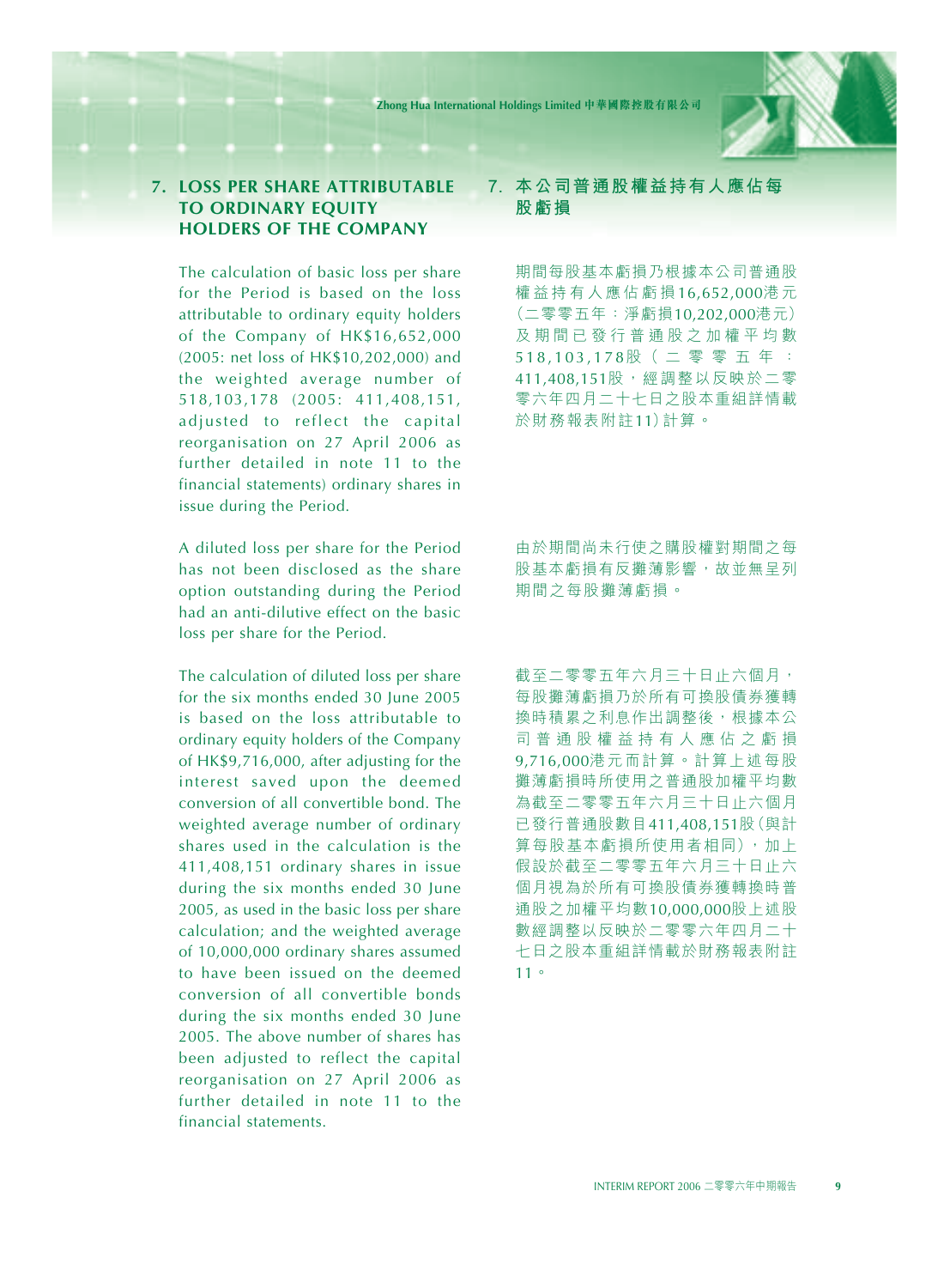## 7. LOSS PER SHARE ATTRIBUTABLE TO ORDINARY EQUITY HOLDERS OF THE COMPANY

The calculation of basic loss per share for the Period is based on the loss attributable to ordinary equity holders of the Company of HK$16,652,000 (2005: net loss of HK$10,202,000) and the weighted average number of 518,103,178 (2005: 411,408,151, adjusted to reflect the capital reorganisation on 27 April 2006 as further detailed in note 11 to the financial statements) ordinary shares in issue during the Period.

A diluted loss per share for the Period has not been disclosed as the share option outstanding during the Period had an anti-dilutive effect on the basic loss per share for the Period.

The calculation of diluted loss per share for the six months ended 30 June 2005 is based on the loss attributable to ordinary equity holders of the Company of HK$9,716,000, after adjusting for the interest saved upon the deemed conversion of all convertible bond. The weighted average number of ordinary shares used in the calculation is the 411,408,151 ordinary shares in issue during the six months ended 30 June 2005, as used in the basic loss per share calculation; and the weighted average of 10,000,000 ordinary shares assumed to have been issued on the deemed conversion of all convertible bonds during the six months ended 30 June 2005. The above number of shares has been adjusted to reflect the capital reorganisation on 27 April 2006 as further detailed in note 11 to the financial statements.

## 7. 本公司普通股權益持有人應佔每股虧損

期間每股基本虧損乃根據本公司普通股權益持有人應佔虧損16,652,000港元（二零零五年：淨虧損10,202,000港元）及期間已發行普通股之加權平均數518,103,178股（二零零五年：411,408,151股，經調整以反映於二零零六年四月二十七日之股本重組詳情載於財務報表附註11）計算。

由於期間尚未行使之購股權對期間之每股基本虧損有反攤薄影響，故並無呈列期間之每股攤薄虧損。

截至二零零五年六月三十日止六個月，每股攤薄虧損乃於所有可換股債券獲轉換時積累之利息作出調整後，根據本公司普通股權益持有人應佔之虧損9,716,000港元而計算。計算上述每股攤薄虧損時所使用之普通股加權平均數為截至二零零五年六月三十日止六個月已發行普通股數目411,408,151股（與計算每股基本虧損所使用者相同），加上假設於截至二零零五年六月三十日止六個月視為於所有可換股債券獲轉換時普通股之加權平均數10,000,000股上述股數經調整以反映於二零零六年四月二十七日之股本重組詳情載於財務報表附註11。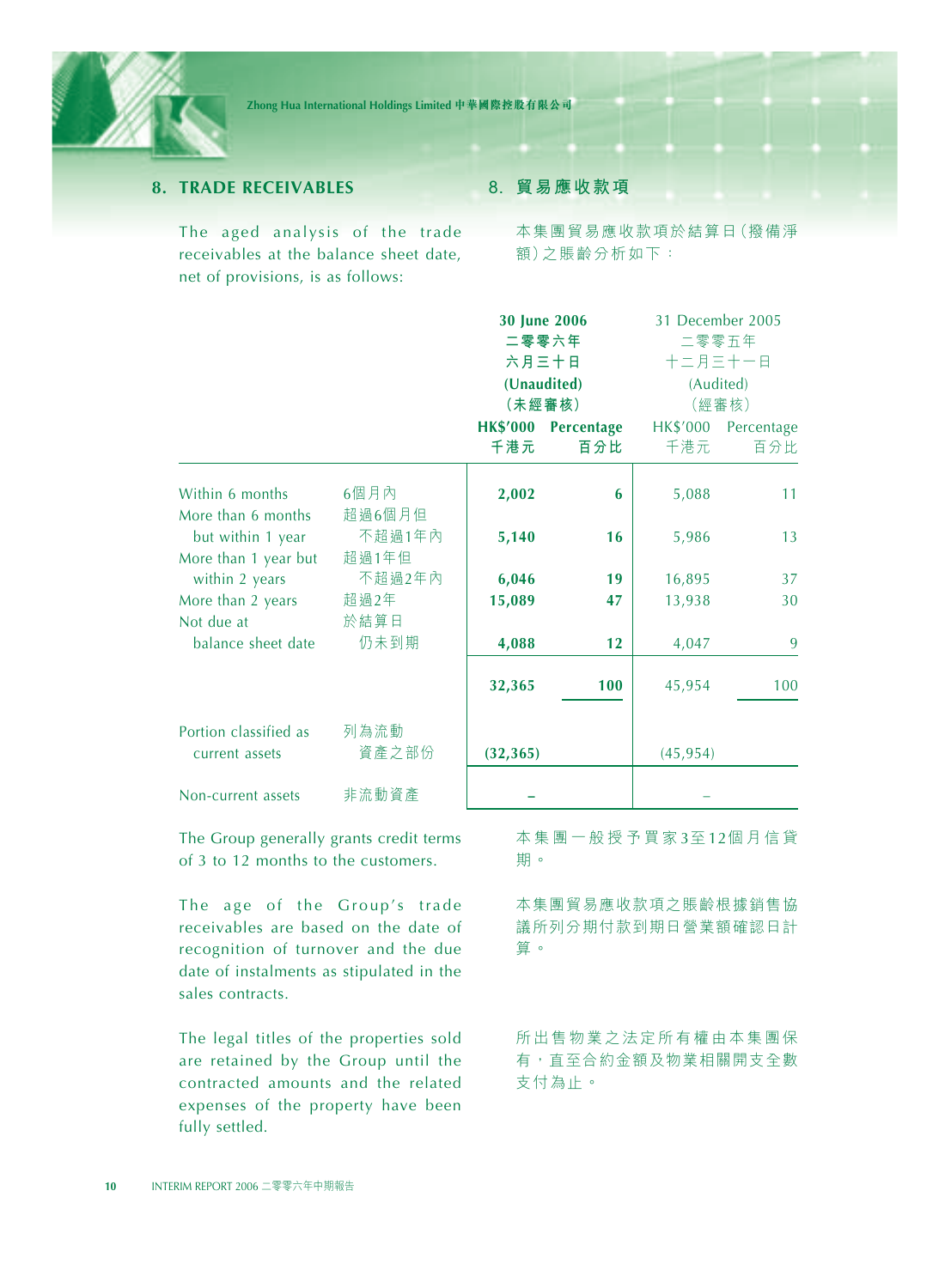## 8. TRADE RECEIVABLES

## 8. 貿易應收款項

The aged analysis of the trade receivables at the balance sheet date, net of provisions, is as follows:

本集團貿易應收款項於結算日(撥備淨額)之賬齡分析如下：

| | | **30 June 2006 二零零六年六月三十日 (Unaudited) (未經審核)** | | 31 December 2005 二零零五年十二月三十一日 (Audited) (經審核) | |
|---|---|---|---|---|---|
| | | **HK$'000 千港元** | **Percentage 百分比** | HK$'000 千港元 | Percentage 百分比 |
| Within 6 months | 6個月內 | **2,002** | **6** | 5,088 | 11 |
| More than 6 months but within 1 year | 超過6個月但不超過1年內 | **5,140** | **16** | 5,986 | 13 |
| More than 1 year but within 2 years | 超過1年但不超過2年內 | **6,046** | **19** | 16,895 | 37 |
| More than 2 years | 超過2年 | **15,089** | **47** | 13,938 | 30 |
| Not due at balance sheet date | 於結算日仍未到期 | **4,088** | **12** | 4,047 | 9 |
| | | **32,365** | **100** | 45,954 | 100 |
| Portion classified as current assets | 列為流動資產之部份 | **(32,365)** | | (45,954) | |
| Non-current assets | 非流動資產 | **–** | | – | |

The Group generally grants credit terms of 3 to 12 months to the customers.

本集團一般授予買家3至12個月信貸期。

The age of the Group's trade receivables are based on the date of recognition of turnover and the due date of instalments as stipulated in the sales contracts.

本集團貿易應收款項之賬齡根據銷售協議所列分期付款到期日營業額確認日計算。

The legal titles of the properties sold are retained by the Group until the contracted amounts and the related expenses of the property have been fully settled.

所出售物業之法定所有權由本集團保有，直至合約金額及物業相關開支全數支付為止。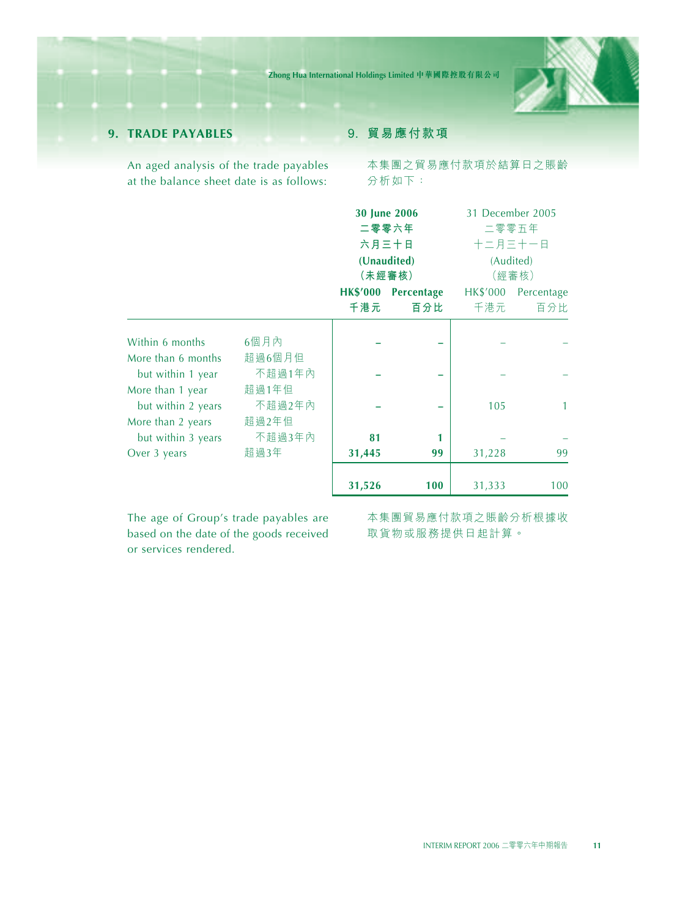## 9. TRADE PAYABLES

## 9. 貿易應付款項

An aged analysis of the trade payables at the balance sheet date is as follows:

本集團之貿易應付款項於結算日之賬齡分析如下：

| | | 30 June 2006 二零零六年 六月三十日 (Unaudited) (未經審核) | | 31 December 2005 二零零五年 十二月三十一日 (Audited) (經審核) | |
|---|---|---|---|---|---|
| | | HK$'000 千港元 | Percentage 百分比 | HK$'000 千港元 | Percentage 百分比 |
| Within 6 months | 6個月內 | – | – | – | – |
| More than 6 months but within 1 year | 超過6個月但不超過1年內 | – | – | – | – |
| More than 1 year but within 2 years | 超過1年但不超過2年內 | – | – | 105 | 1 |
| More than 2 years but within 3 years | 超過2年但不超過3年內 | 81 | 1 | – | – |
| Over 3 years | 超過3年 | 31,445 | 99 | 31,228 | 99 |
| | | 31,526 | 100 | 31,333 | 100 |

The age of Group's trade payables are based on the date of the goods received or services rendered.

本集團貿易應付款項之賬齡分析根據收取貨物或服務提供日起計算。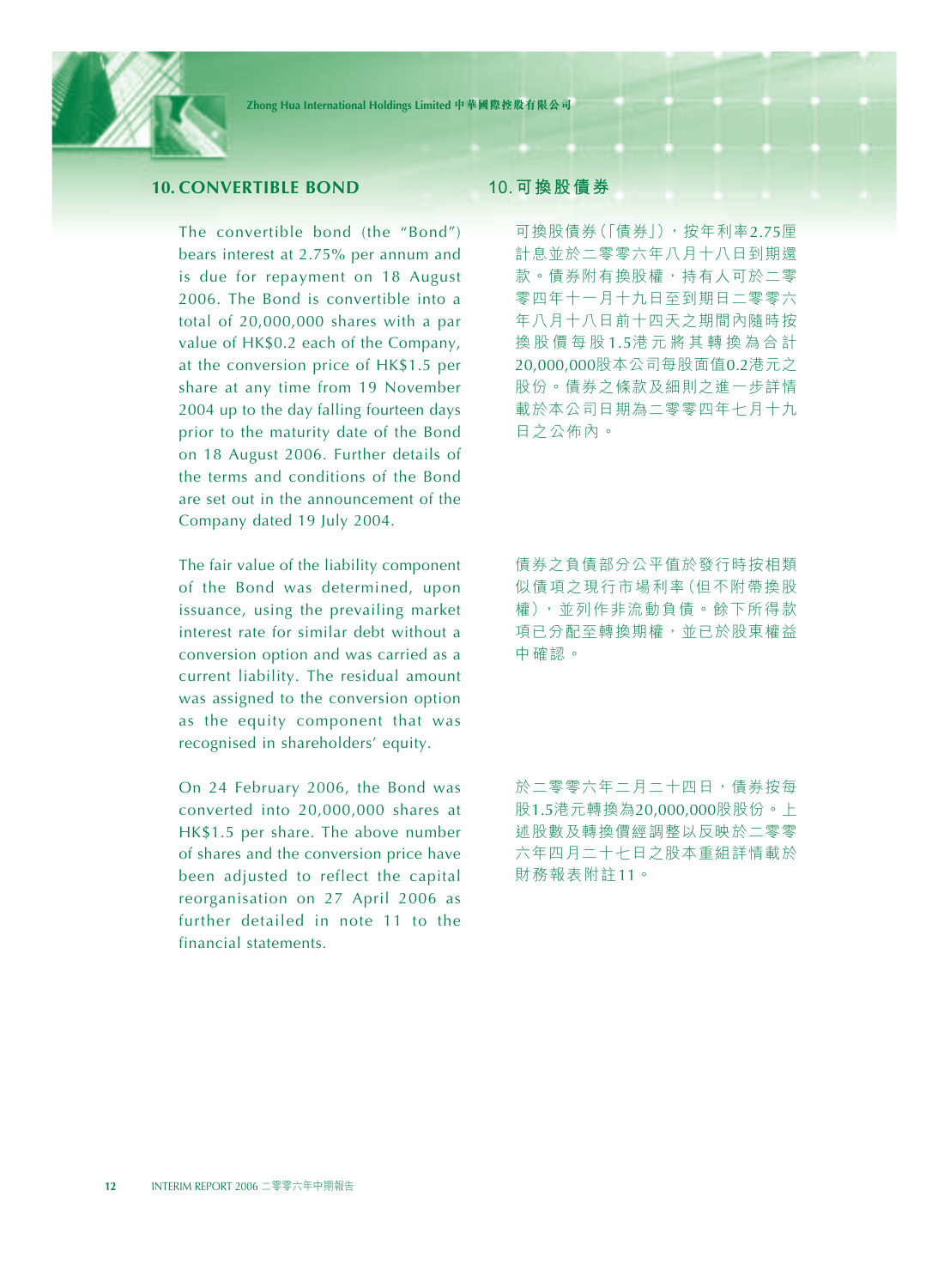## 10. CONVERTIBLE BOND

The convertible bond (the "Bond") bears interest at 2.75% per annum and is due for repayment on 18 August 2006. The Bond is convertible into a total of 20,000,000 shares with a par value of HK$0.2 each of the Company, at the conversion price of HK$1.5 per share at any time from 19 November 2004 up to the day falling fourteen days prior to the maturity date of the Bond on 18 August 2006. Further details of the terms and conditions of the Bond are set out in the announcement of the Company dated 19 July 2004.

The fair value of the liability component of the Bond was determined, upon issuance, using the prevailing market interest rate for similar debt without a conversion option and was carried as a current liability. The residual amount was assigned to the conversion option as the equity component that was recognised in shareholders' equity.

On 24 February 2006, the Bond was converted into 20,000,000 shares at HK$1.5 per share. The above number of shares and the conversion price have been adjusted to reflect the capital reorganisation on 27 April 2006 as further detailed in note 11 to the financial statements.

## 10. 可換股債券

可換股債券(「債券」),按年利率2.75厘計息並於二零零六年八月十八日到期還款。債券附有換股權,持有人可於二零零四年十一月十九日至到期日二零零六年八月十八日前十四天之期間內隨時按換股價每股1.5港元將其轉換為合計20,000,000股本公司每股面值0.2港元之股份。債券之條款及細則之進一步詳情載於本公司日期為二零零四年七月十九日之公佈內。

債券之負債部分公平值於發行時按相類似債項之現行市場利率(但不附帶換股權),並列作非流動負債。餘下所得款項已分配至轉換期權,並已於股東權益中確認。

於二零零六年二月二十四日,債券按每股1.5港元轉換為20,000,000股股份。上述股數及轉換價經調整以反映於二零零六年四月二十七日之股本重組詳情載於財務報表附註11。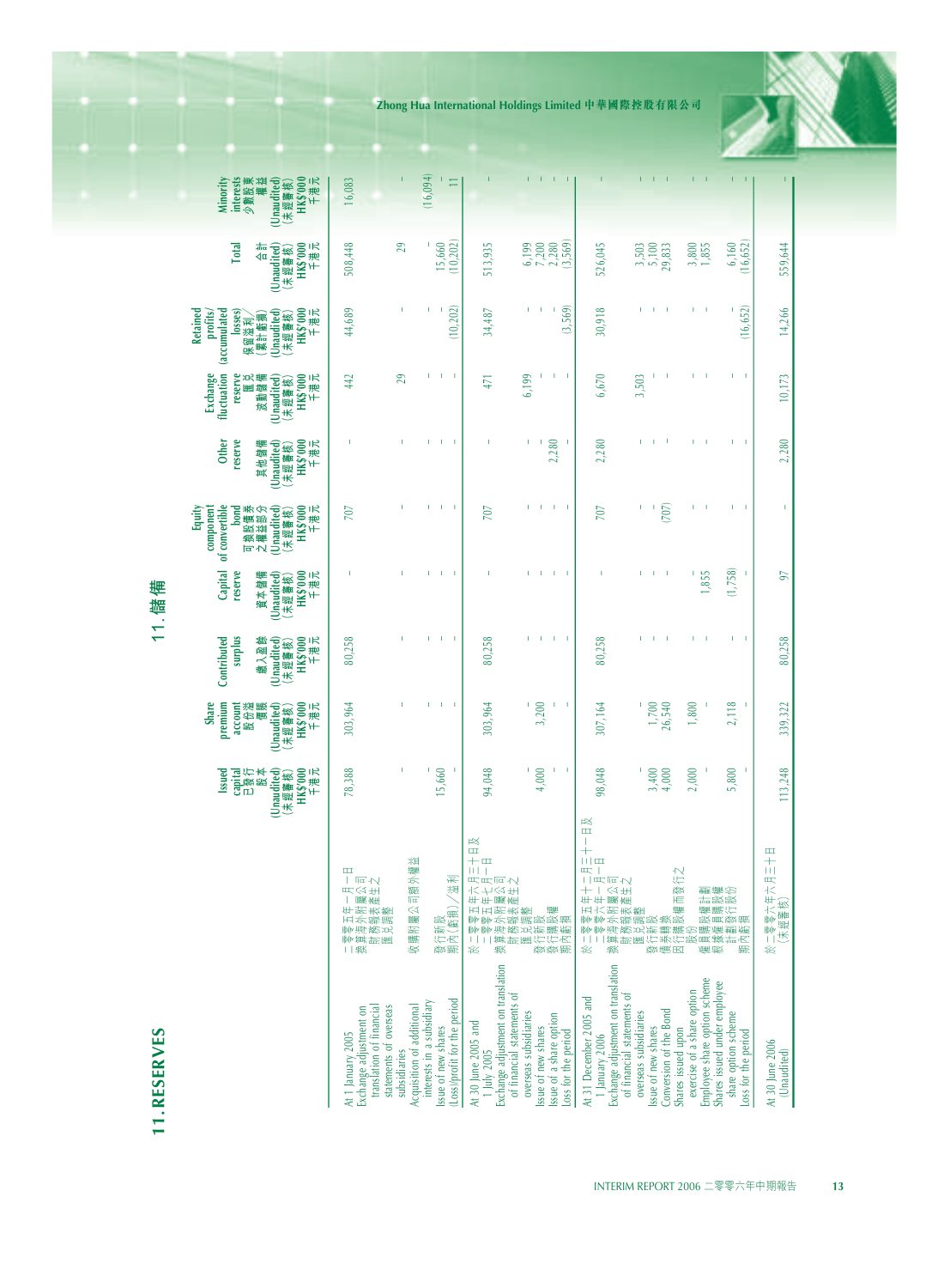## 11. RESERVES

## 11. 儲備

| | Issued capital 已發行股本 (Unaudited) (未經審核) HK$'000 千港元 | Share premium account 股份溢價賬 (Unaudited) (未經審核) HK$'000 千港元 | Contributed surplus 繳入盈餘 (Unaudited) (未經審核) HK$'000 千港元 | Capital reserve 資本儲備 (Unaudited) (未經審核) HK$'000 千港元 | Equity component of convertible bond 可換股債券之權益部分 (Unaudited) (未經審核) HK$'000 千港元 | Other reserve 其他儲備 (Unaudited) (未經審核) HK$'000 千港元 | Exchange fluctuation reserve 匯兌波動儲備 (Unaudited) (未經審核) HK$'000 千港元 | Retained profits/ (accumulated losses) 保留溢利/(累計虧損) (Unaudited) (未經審核) HK$'000 千港元 | Total 合計 (Unaudited) (未經審核) HK$'000 千港元 | Minority interests 少數股東權益 (Unaudited) (未經審核) HK$'000 千港元 |
|---|---|---|---|---|---|---|---|---|---|---|
| At 1 January 2005 二零零五年一月一日 | 78,388 | 303,964 | 80,258 | - | 707 | - | 442 | 44,689 | 508,448 | 16,083 |
| Exchange adjustment on translation of financial statements of overseas subsidiaries 換算海外附屬公司財務報表產生之匯兌調整 | - | - | - | - | - | - | 29 | - | 29 | - |
| Acquisition of additional interests in a subsidiary 收購附屬公司額外權益 | - | - | - | - | - | - | - | - | - | (16,094) |
| Issue of new shares 發行新股 | 15,660 | - | - | - | - | - | - | - | 15,660 | - |
| (Loss)/profit for the period 期內(虧損)/溢利 | - | - | - | - | - | - | - | (10,202) | (10,202) | 11 |
| At 30 June 2005 and 1 July 2005 於二零零五年六月三十日及二零零五年七月一日 | 94,048 | 303,964 | 80,258 | - | 707 | - | 471 | 34,487 | 513,935 | - |
| Exchange adjustment on translation of financial statements of overseas subsidiaries 換算海外附屬公司財務報表產生之匯兌調整 | - | - | - | - | - | - | 6,199 | - | 6,199 | - |
| Issue of new shares 發行新股 | 4,000 | 3,200 | - | - | - | - | - | - | 7,200 | - |
| Issue of a share option 發行購股權 | - | - | - | - | - | 2,280 | - | - | 2,280 | - |
| Loss for the period 期內虧損 | - | - | - | - | - | - | - | (3,569) | (3,569) | - |
| At 31 December 2005 and 1 January 2006 於二零零五年十二月三十一日及二零零六年一月一日 | 98,048 | 307,164 | 80,258 | - | 707 | 2,280 | 6,670 | 30,918 | 526,045 | - |
| Exchange adjustment on translation of financial statements of overseas subsidiaries 換算海外附屬公司財務報表產生之匯兌調整 | - | - | - | - | - | - | 3,503 | - | 3,503 | - |
| Issue of new shares 發行新股 | 3,400 | 1,700 | - | - | - | - | - | - | 5,100 | - |
| Conversion of the Bond 債券轉換 | 4,000 | 26,540 | - | - | (707) | - | - | - | 29,833 | - |
| Shares issued upon exercise of a share option 因行使購股權而發行之股份 | 2,000 | 1,800 | - | - | - | - | - | - | 3,800 | - |
| Employee share option scheme 僱員購股權計劃 | - | - | - | 1,855 | - | - | - | - | 1,855 | - |
| Shares issued under employee share option scheme 根據僱員購股權計劃發行股份 | 5,800 | 2,118 | - | (1,758) | - | - | - | - | 6,160 | - |
| Loss for the period 期內虧損 | - | - | - | - | - | - | - | (16,652) | (16,652) | - |
| At 30 June 2006 (Unaudited) 於二零零六年六月三十日(未經審核) | 113,248 | 339,322 | 80,258 | 97 | - | 2,280 | 10,173 | 14,266 | 559,644 | - |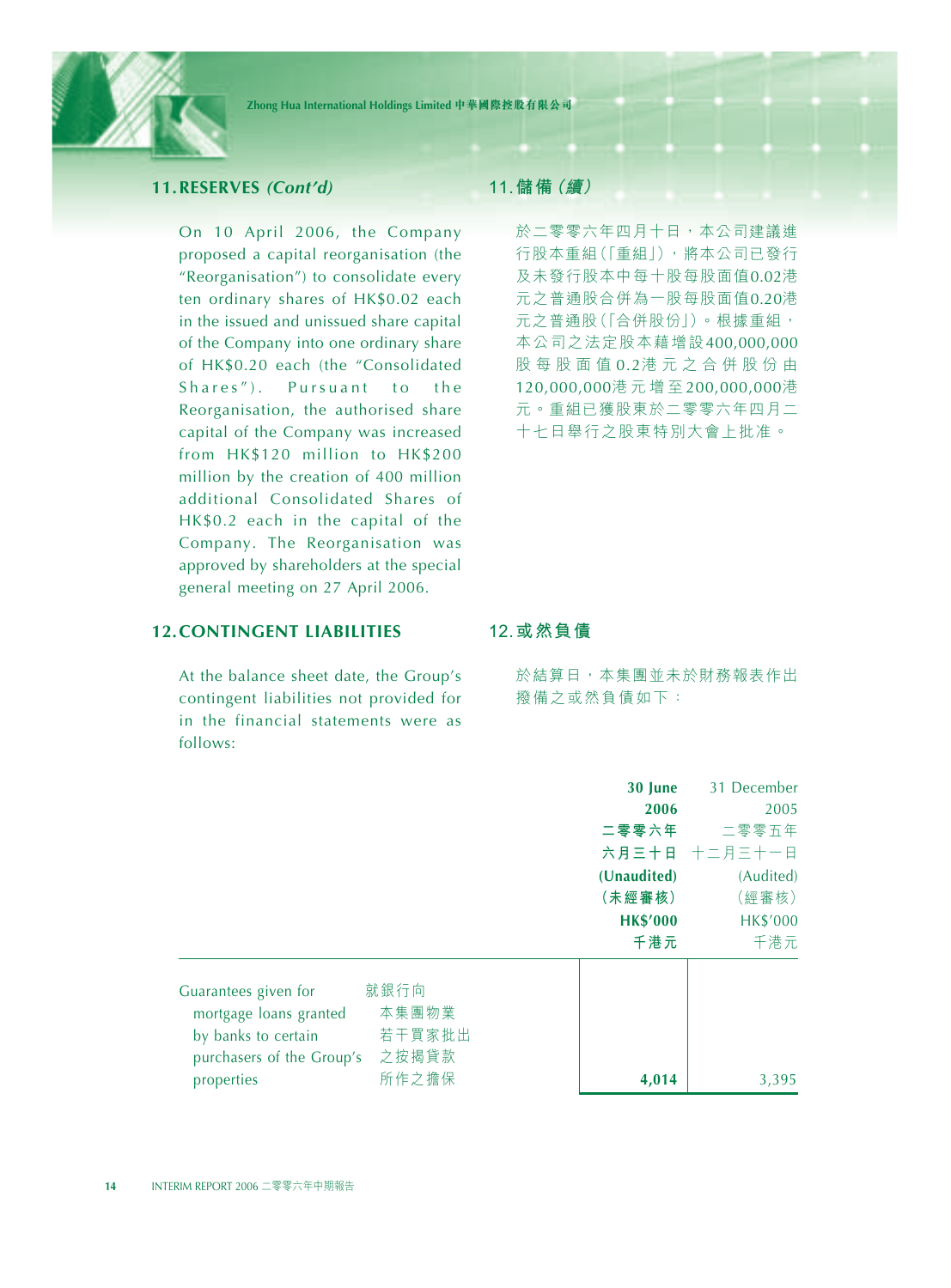## 11. RESERVES *(Cont'd)*

On 10 April 2006, the Company proposed a capital reorganisation (the "Reorganisation") to consolidate every ten ordinary shares of HK$0.02 each in the issued and unissued share capital of the Company into one ordinary share of HK$0.20 each (the "Consolidated Shares"). Pursuant to the Reorganisation, the authorised share capital of the Company was increased from HK$120 million to HK$200 million by the creation of 400 million additional Consolidated Shares of HK$0.2 each in the capital of the Company. The Reorganisation was approved by shareholders at the special general meeting on 27 April 2006.

## 11. 儲備（續）

於二零零六年四月十日，本公司建議進行股本重組（「重組」），將本公司已發行及未發行股本中每十股每股面值0.02港元之普通股合併為一股每股面值0.20港元之普通股（「合併股份」）。根據重組，本公司之法定股本藉增設400,000,000股每股面值0.2港元之合併股份由120,000,000港元增至200,000,000港元。重組已獲股東於二零零六年四月二十七日舉行之股東特別大會上批准。

## 12. CONTINGENT LIABILITIES

At the balance sheet date, the Group's contingent liabilities not provided for in the financial statements were as follows:

## 12. 或然負債

於結算日，本集團並未於財務報表作出撥備之或然負債如下：

| | | **30 June 2006 二零零六年六月三十日 (Unaudited) （未經審核） HK$'000 千港元** | 31 December 2005 二零零五年十二月三十一日 (Audited) （經審核） HK$'000 千港元 |
|---|---|---|---|
| Guarantees given for mortgage loans granted by banks to certain purchasers of the Group's properties | 就銀行向本集團物業若干買家批出之按揭貸款所作之擔保 | **4,014** | 3,395 |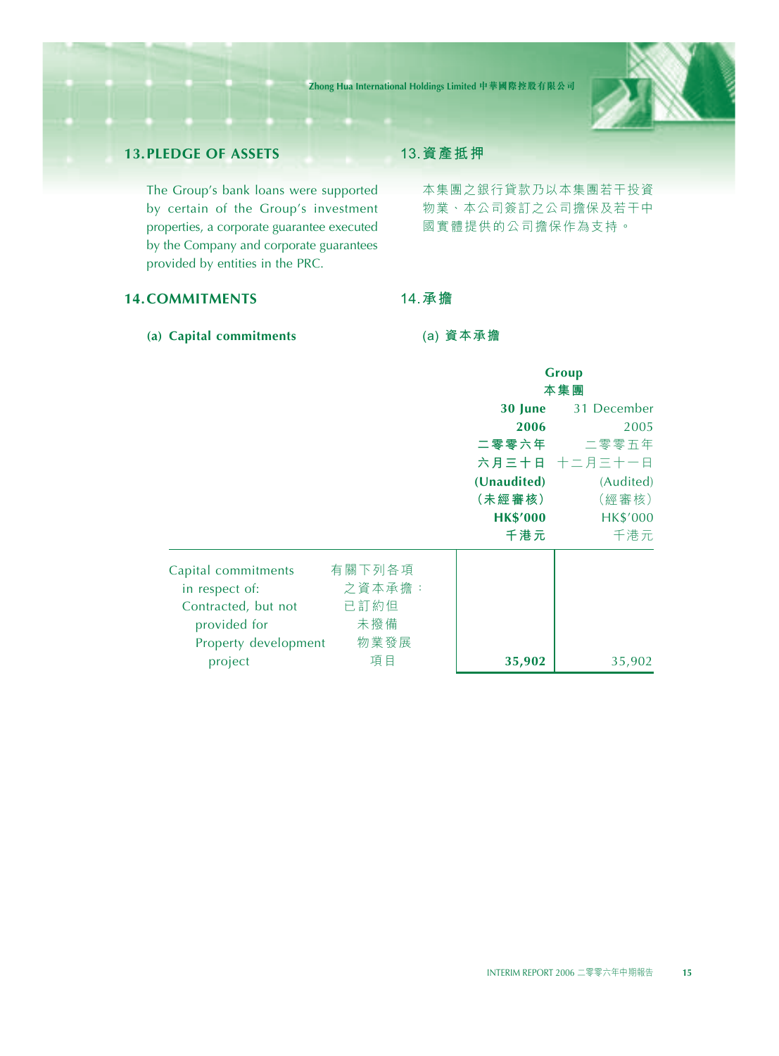## 13. PLEDGE OF ASSETS

The Group's bank loans were supported by certain of the Group's investment properties, a corporate guarantee executed by the Company and corporate guarantees provided by entities in the PRC.

## 13. 資產抵押

本集團之銀行貸款乃以本集團若干投資物業、本公司簽訂之公司擔保及若干中國實體提供的公司擔保作為支持。

## 14. COMMITMENTS

## 14. 承擔

### (a) Capital commitments

### (a) 資本承擔

| | | Group 本集團 | |
|---|---|---|---|
| | | **30 June 2006 二零零六年六月三十日 (Unaudited) (未經審核) HK$'000 千港元** | 31 December 2005 二零零五年十二月三十一日 (Audited) (經審核) HK$'000 千港元 |
| Capital commitments in respect of: Contracted, but not provided for Property development project | 有關下列各項之資本承擔：已訂約但未撥備 物業發展項目 | **35,902** | 35,902 |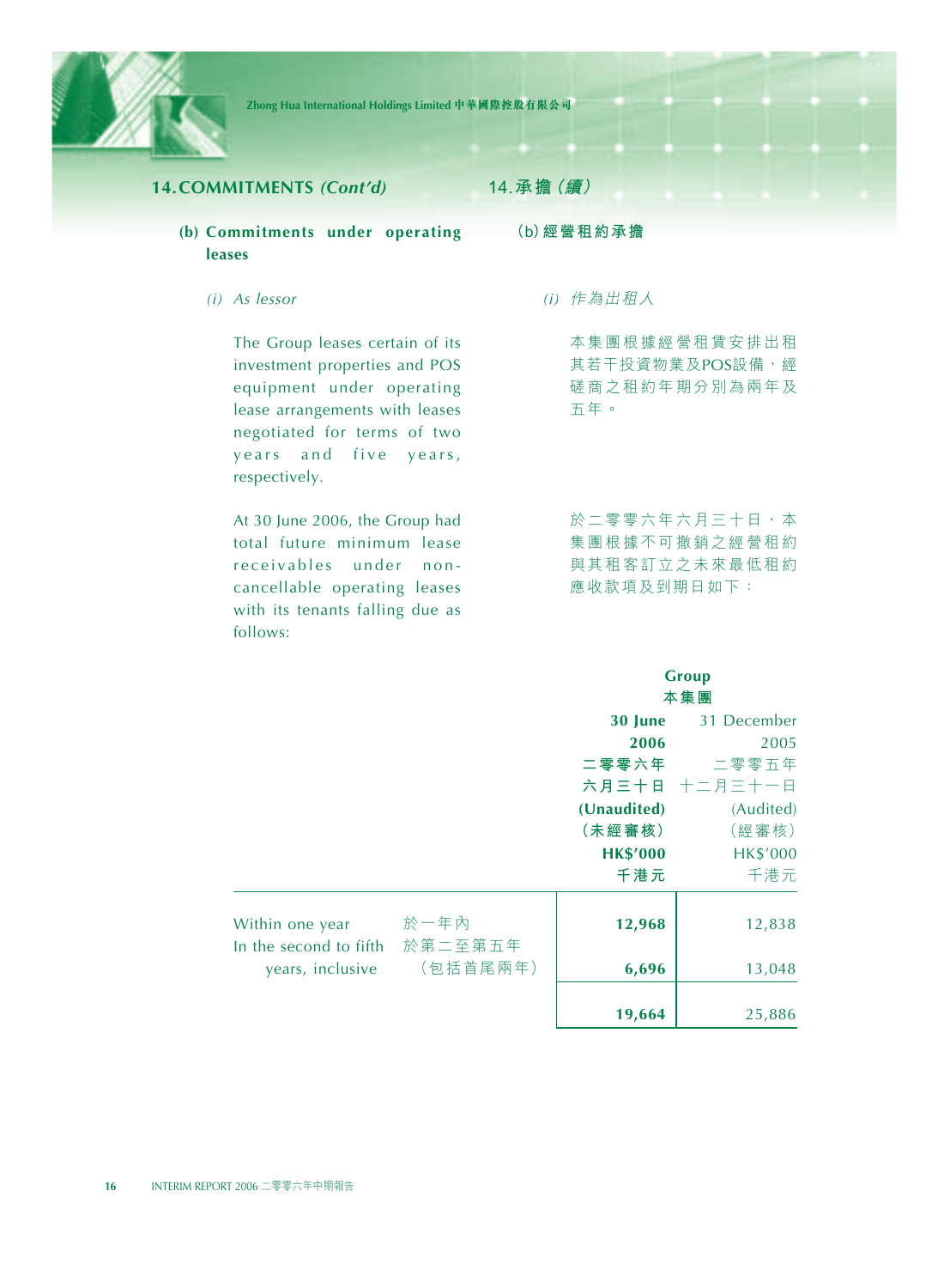## 14. COMMITMENTS *(Cont'd)* 14. 承擔（續）

### (b) Commitments under operating leases (b) 經營租約承擔

*(i) As lessor* *(i) 作為出租人*

The Group leases certain of its investment properties and POS equipment under operating lease arrangements with leases negotiated for terms of two years and five years, respectively.

本集團根據經營租賃安排出租其若干投資物業及POS設備，經磋商之租約年期分別為兩年及五年。

At 30 June 2006, the Group had total future minimum lease receivables under non-cancellable operating leases with its tenants falling due as follows:

於二零零六年六月三十日，本集團根據不可撤銷之經營租約與其租客訂立之未來最低租約應收款項及到期日如下：

| | | Group 本集團 | |
|---|---|---|---|
| | | **30 June 2006 二零零六年六月三十日 (Unaudited) （未經審核） HK$'000 千港元** | 31 December 2005 二零零五年十二月三十一日 (Audited) （經審核） HK$'000 千港元 |
| Within one year | 於一年內 | **12,968** | 12,838 |
| In the second to fifth years, inclusive | 於第二至第五年（包括首尾兩年） | **6,696** | 13,048 |
| | | **19,664** | 25,886 |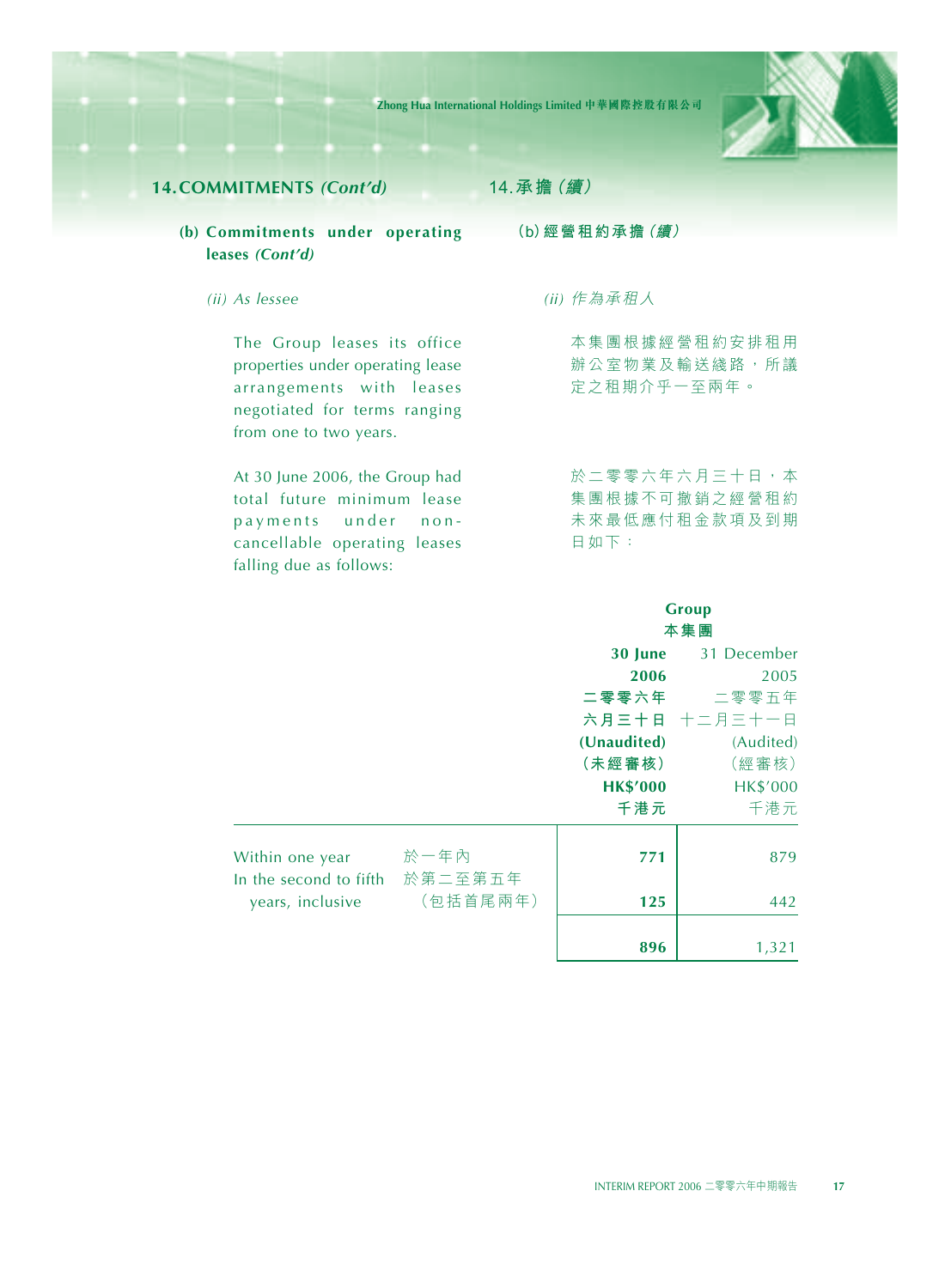## 14. COMMITMENTS *(Cont'd)*

## 14. 承擔（續）

### (b) Commitments under operating leases *(Cont'd)*

### (b) 經營租約承擔（續）

*(ii) As lessee*

*(ii) 作為承租人*

The Group leases its office properties under operating lease arrangements with leases negotiated for terms ranging from one to two years.

本集團根據經營租約安排租用辦公室物業及輸送綫路，所議定之租期介乎一至兩年。

At 30 June 2006, the Group had total future minimum lease payments under non-cancellable operating leases falling due as follows:

於二零零六年六月三十日，本集團根據不可撤銷之經營租約未來最低應付租金款項及到期日如下：

| | | **Group 本集團** | |
|---|---|---|---|
| | | **30 June 2006 二零零六年六月三十日 (Unaudited) （未經審核） HK$'000 千港元** | 31 December 2005 二零零五年十二月三十一日 (Audited) （經審核） HK$'000 千港元 |
| Within one year | 於一年內 | **771** | 879 |
| In the second to fifth years, inclusive | 於第二至第五年（包括首尾兩年） | **125** | 442 |
| | | **896** | 1,321 |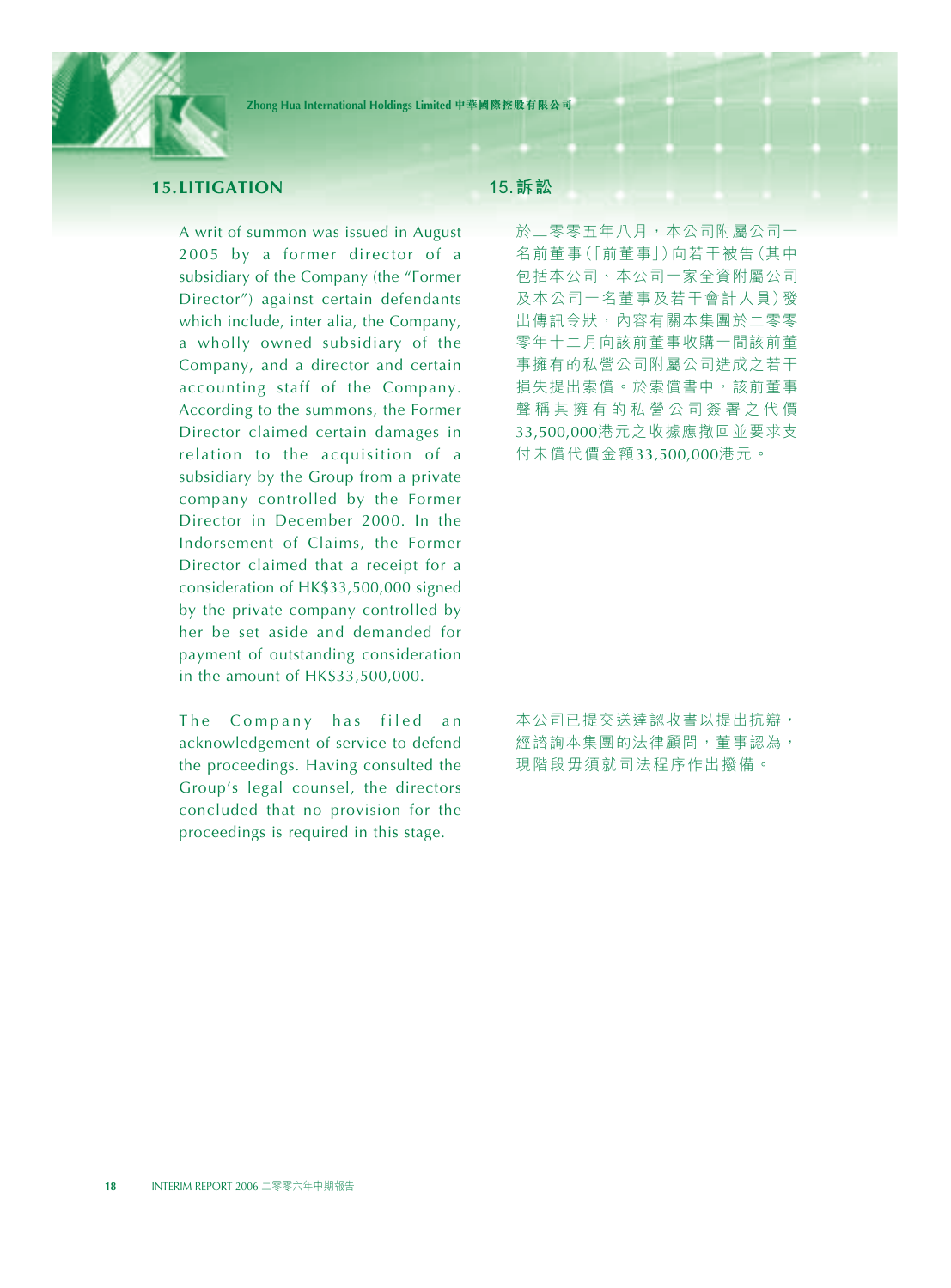## 15. LITIGATION

A writ of summon was issued in August 2005 by a former director of a subsidiary of the Company (the "Former Director") against certain defendants which include, inter alia, the Company, a wholly owned subsidiary of the Company, and a director and certain accounting staff of the Company. According to the summons, the Former Director claimed certain damages in relation to the acquisition of a subsidiary by the Group from a private company controlled by the Former Director in December 2000. In the Indorsement of Claims, the Former Director claimed that a receipt for a consideration of HK$33,500,000 signed by the private company controlled by her be set aside and demanded for payment of outstanding consideration in the amount of HK$33,500,000.

The Company has filed an acknowledgement of service to defend the proceedings. Having consulted the Group's legal counsel, the directors concluded that no provision for the proceedings is required in this stage.

## 15. 訴訟

於二零零五年八月，本公司附屬公司一名前董事（「前董事」）向若干被告（其中包括本公司、本公司一家全資附屬公司及本公司一名董事及若干會計人員）發出傳訊令狀，內容有關本集團於二零零零年十二月向該前董事收購一間該前董事擁有的私營公司附屬公司造成之若干損失提出索償。於索償書中，該前董事聲稱其擁有的私營公司簽署之代價33,500,000港元之收據應撤回並要求支付未償代價金額33,500,000港元。

本公司已提交送達認收書以提出抗辯，經諮詢本集團的法律顧問，董事認為，現階段毋須就司法程序作出撥備。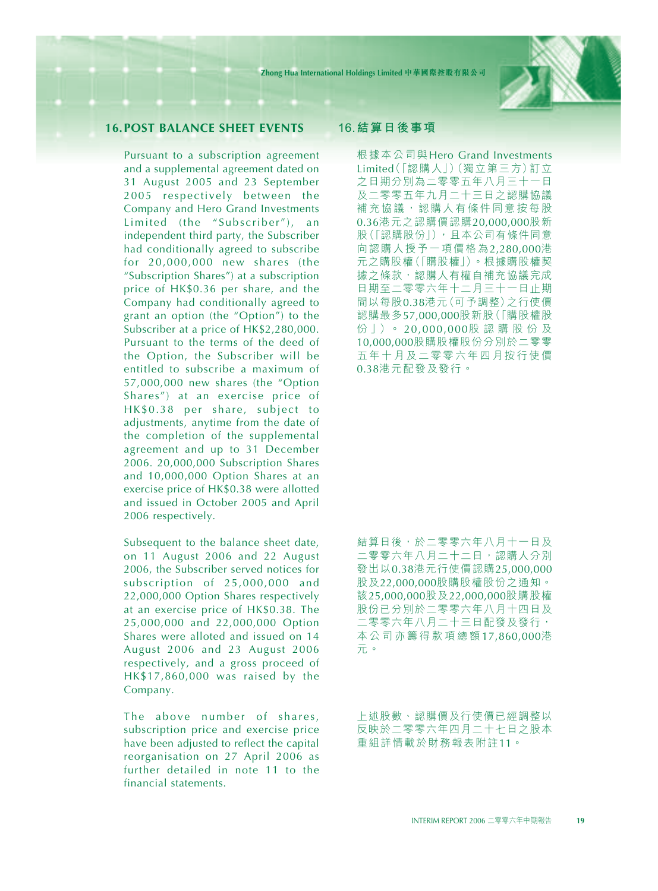## 16. POST BALANCE SHEET EVENTS

Pursuant to a subscription agreement and a supplemental agreement dated on 31 August 2005 and 23 September 2005 respectively between the Company and Hero Grand Investments Limited (the "Subscriber"), an independent third party, the Subscriber had conditionally agreed to subscribe for 20,000,000 new shares (the "Subscription Shares") at a subscription price of HK$0.36 per share, and the Company had conditionally agreed to grant an option (the "Option") to the Subscriber at a price of HK$2,280,000. Pursuant to the terms of the deed of the Option, the Subscriber will be entitled to subscribe a maximum of 57,000,000 new shares (the "Option Shares") at an exercise price of HK$0.38 per share, subject to adjustments, anytime from the date of the completion of the supplemental agreement and up to 31 December 2006. 20,000,000 Subscription Shares and 10,000,000 Option Shares at an exercise price of HK$0.38 were allotted and issued in October 2005 and April 2006 respectively.

Subsequent to the balance sheet date, on 11 August 2006 and 22 August 2006, the Subscriber served notices for subscription of 25,000,000 and 22,000,000 Option Shares respectively at an exercise price of HK$0.38. The 25,000,000 and 22,000,000 Option Shares were allotted and issued on 14 August 2006 and 23 August 2006 respectively, and a gross proceed of HK$17,860,000 was raised by the Company.

The above number of shares, subscription price and exercise price have been adjusted to reflect the capital reorganisation on 27 April 2006 as further detailed in note 11 to the financial statements.

## 16. 結算日後事項

根據本公司與Hero Grand Investments Limited（「認購人」）（獨立第三方）訂立之日期分別為二零零五年八月三十一日及二零零五年九月二十三日之認購協議補充協議，認購人有條件同意按每股0.36港元之認購價認購20,000,000股新股（「認購股份」），且本公司有條件同意向認購人授予一項價格為2,280,000港元之購股權（「購股權」）。根據購股權契據之條款，認購人有權自補充協議完成日期至二零零六年十二月三十一日止期間以每股0.38港元（可予調整）之行使價認購最多57,000,000股新股（「購股權股份」）。20,000,000股認購股份及10,000,000股購股權股份分別於二零零五年十月及二零零六年四月按行使價0.38港元配發及發行。

結算日後，於二零零六年八月十一日及二零零六年八月二十二日，認購人分別發出以0.38港元行使價認購25,000,000股及22,000,000股購股權股份之通知。該25,000,000股及22,000,000股購股權股份已分別於二零零六年八月十四日及二零零六年八月二十三日配發及發行，本公司亦籌得款項總額17,860,000港元。

上述股數、認購價及行使價已經調整以反映於二零零六年四月二十七日之股本重組詳情載於財務報表附註11。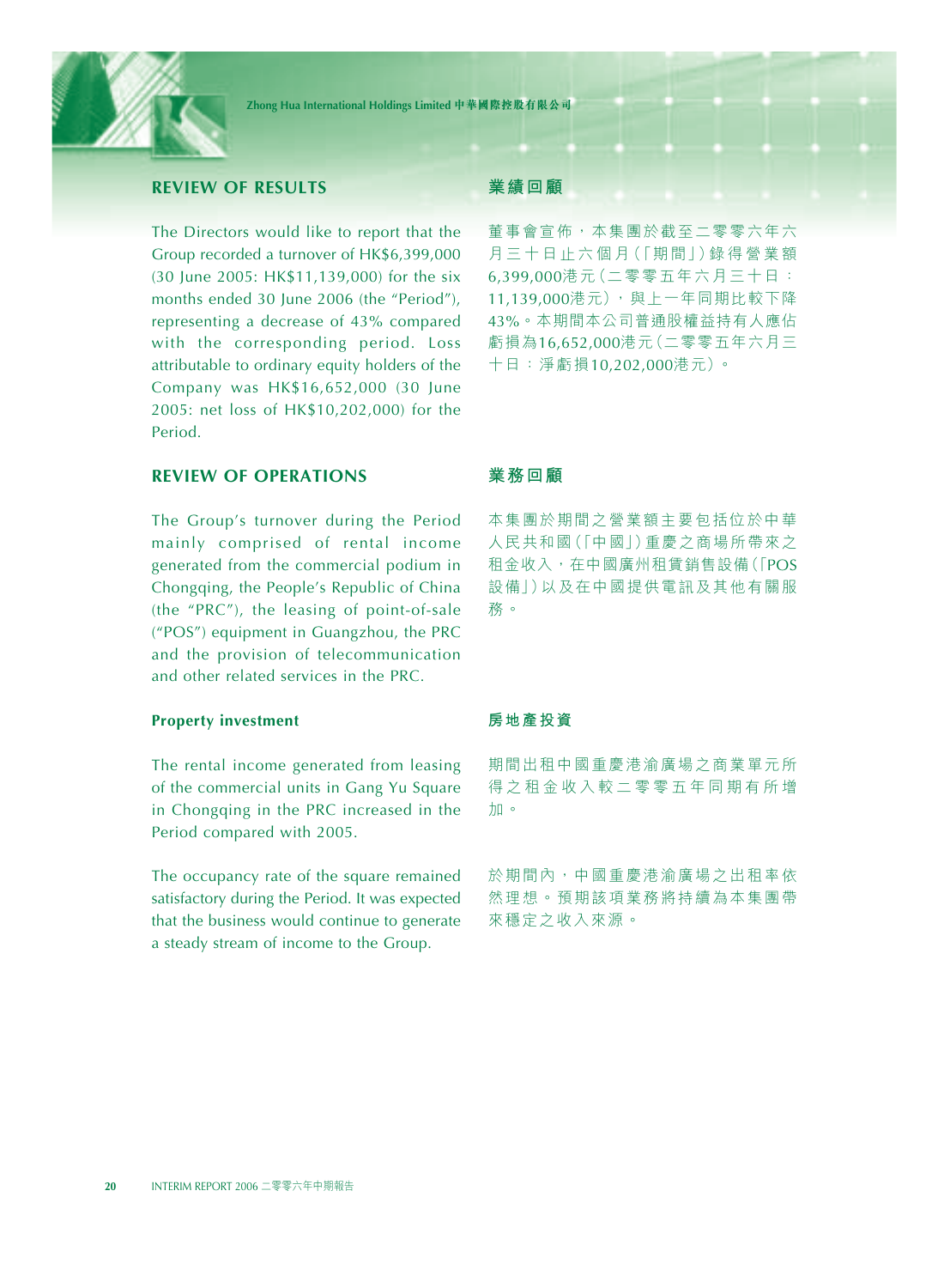## REVIEW OF RESULTS

The Directors would like to report that the Group recorded a turnover of HK$6,399,000 (30 June 2005: HK$11,139,000) for the six months ended 30 June 2006 (the "Period"), representing a decrease of 43% compared with the corresponding period. Loss attributable to ordinary equity holders of the Company was HK$16,652,000 (30 June 2005: net loss of HK$10,202,000) for the Period.

## 業績回顧

董事會宣佈，本集團於截至二零零六年六月三十日止六個月（「期間」）錄得營業額6,399,000港元（二零零五年六月三十日：11,139,000港元），與上一年同期比較下降43%。本期間本公司普通股權益持有人應佔虧損為16,652,000港元（二零零五年六月三十日：淨虧損10,202,000港元）。

## REVIEW OF OPERATIONS

The Group's turnover during the Period mainly comprised of rental income generated from the commercial podium in Chongqing, the People's Republic of China (the "PRC"), the leasing of point-of-sale ("POS") equipment in Guangzhou, the PRC and the provision of telecommunication and other related services in the PRC.

## 業務回顧

本集團於期間之營業額主要包括位於中華人民共和國（「中國」）重慶之商場所帶來之租金收入，在中國廣州租賃銷售設備（「POS設備」）以及在中國提供電訊及其他有關服務。

### Property investment

The rental income generated from leasing of the commercial units in Gang Yu Square in Chongqing in the PRC increased in the Period compared with 2005.

The occupancy rate of the square remained satisfactory during the Period. It was expected that the business would continue to generate a steady stream of income to the Group.

### 房地產投資

期間出租中國重慶港渝廣場之商業單元所得之租金收入較二零零五年同期有所增加。

於期間內，中國重慶港渝廣場之出租率依然理想。預期該項業務將持續為本集團帶來穩定之收入來源。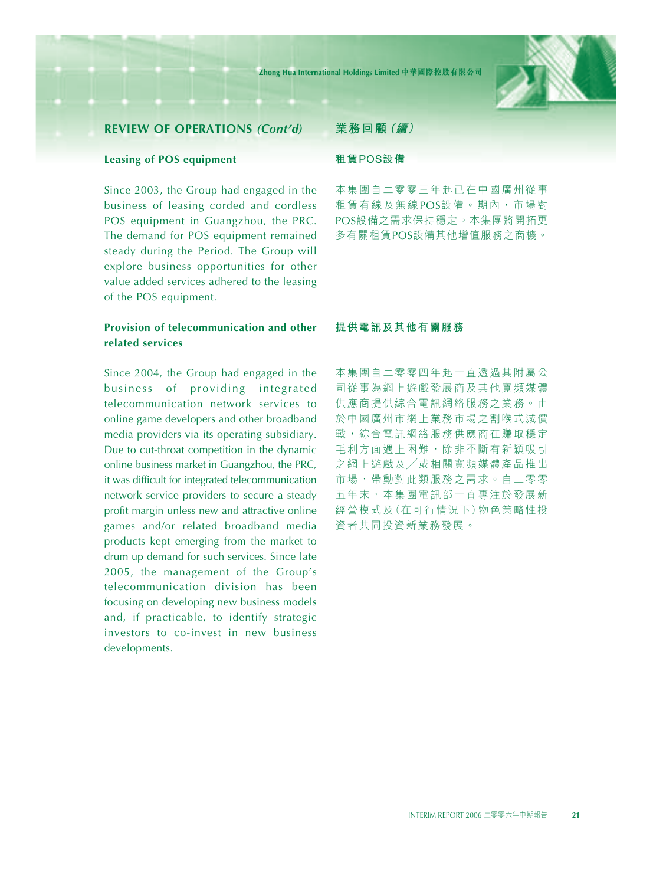## REVIEW OF OPERATIONS *(Cont'd)*

### Leasing of POS equipment

Since 2003, the Group had engaged in the business of leasing corded and cordless POS equipment in Guangzhou, the PRC. The demand for POS equipment remained steady during the Period. The Group will explore business opportunities for other value added services adhered to the leasing of the POS equipment.

### Provision of telecommunication and other related services

Since 2004, the Group had engaged in the business of providing integrated telecommunication network services to online game developers and other broadband media providers via its operating subsidiary. Due to cut-throat competition in the dynamic online business market in Guangzhou, the PRC, it was difficult for integrated telecommunication network service providers to secure a steady profit margin unless new and attractive online games and/or related broadband media products kept emerging from the market to drum up demand for such services. Since late 2005, the management of the Group's telecommunication division has been focusing on developing new business models and, if practicable, to identify strategic investors to co-invest in new business developments.

## 業務回顧（續）

### 租賃POS設備

本集團自二零零三年起已在中國廣州從事租賃有線及無線POS設備。期內，市場對POS設備之需求保持穩定。本集團將開拓更多有關租賃POS設備其他增值服務之商機。

### 提供電訊及其他有關服務

本集團自二零零四年起一直透過其附屬公司從事為網上遊戲發展商及其他寬頻媒體供應商提供綜合電訊網絡服務之業務。由於中國廣州市網上業務市場之割喉式減價戰，綜合電訊網絡服務供應商在賺取穩定毛利方面遇上困難，除非不斷有新穎吸引之網上遊戲及／或相關寬頻媒體產品推出市場，帶動對此類服務之需求。自二零零五年末，本集團電訊部一直專注於發展新經營模式及（在可行情況下）物色策略性投資者共同投資新業務發展。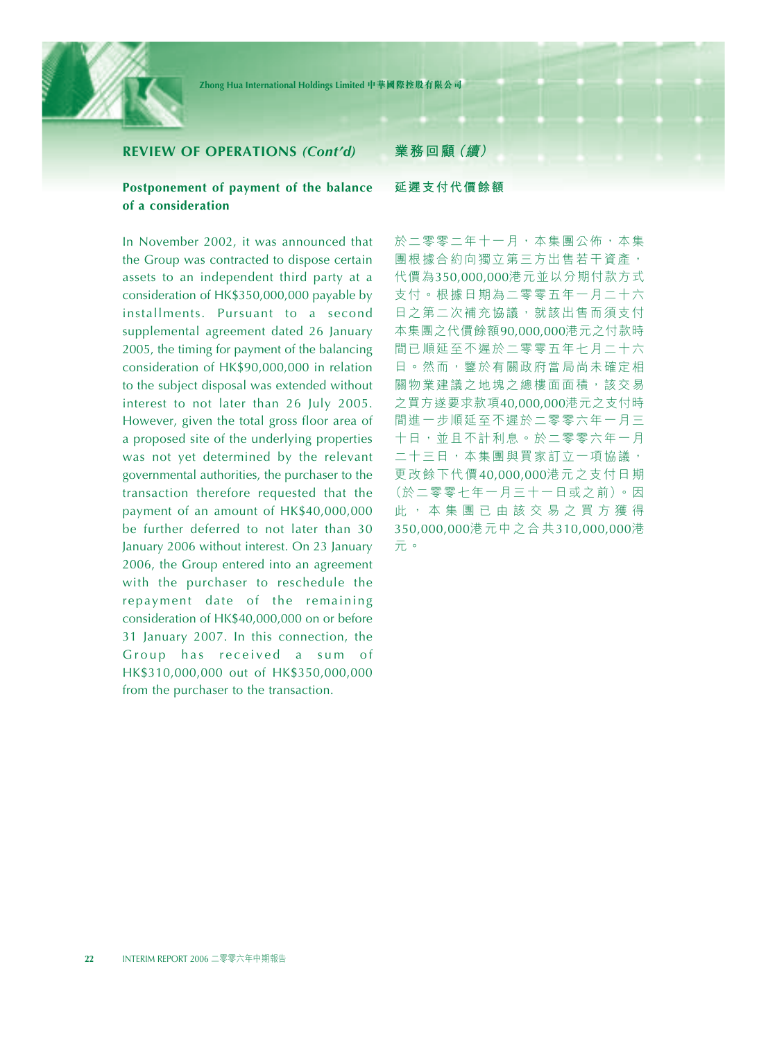## REVIEW OF OPERATIONS *(Cont'd)*

### Postponement of payment of the balance of a consideration

In November 2002, it was announced that the Group was contracted to dispose certain assets to an independent third party at a consideration of HK$350,000,000 payable by installments. Pursuant to a second supplemental agreement dated 26 January 2005, the timing for payment of the balancing consideration of HK$90,000,000 in relation to the subject disposal was extended without interest to not later than 26 July 2005. However, given the total gross floor area of a proposed site of the underlying properties was not yet determined by the relevant governmental authorities, the purchaser to the transaction therefore requested that the payment of an amount of HK$40,000,000 be further deferred to not later than 30 January 2006 without interest. On 23 January 2006, the Group entered into an agreement with the purchaser to reschedule the repayment date of the remaining consideration of HK$40,000,000 on or before 31 January 2007. In this connection, the Group has received a sum of HK$310,000,000 out of HK$350,000,000 from the purchaser to the transaction.

## 業務回顧（續）

### 延遲支付代價餘額

於二零零二年十一月，本集團公佈，本集團根據合約向獨立第三方出售若干資產，代價為350,000,000港元並以分期付款方式支付。根據日期為二零零五年一月二十六日之第二次補充協議，就該出售而須支付本集團之代價餘額90,000,000港元之付款時間已順延至不遲於二零零五年七月二十六日。然而，鑒於有關政府當局尚未確定相關物業建議之地塊之總樓面面積，該交易之買方遂要求款項40,000,000港元之支付時間進一步順延至不遲於二零零六年一月三十日，並且不計利息。於二零零六年一月二十三日，本集團與買家訂立一項協議，更改餘下代價40,000,000港元之支付日期（於二零零七年一月三十一日或之前）。因此，本集團已由該交易之買方獲得350,000,000港元中之合共310,000,000港元。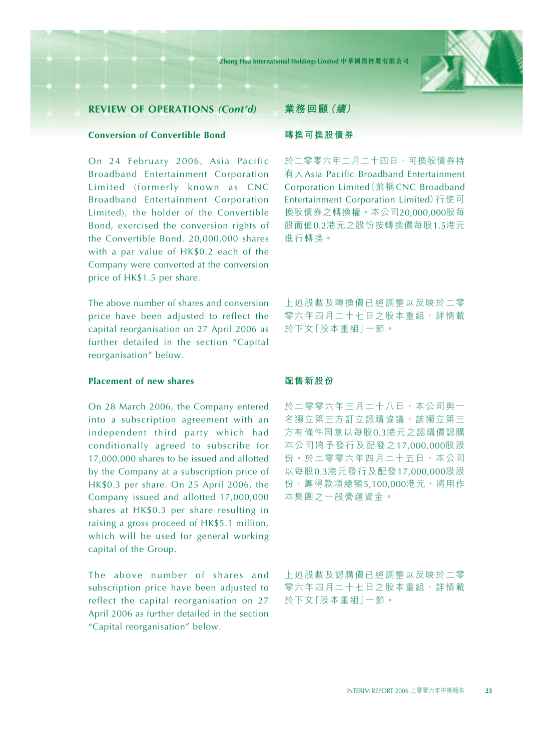## REVIEW OF OPERATIONS *(Cont'd)*

## 業務回顧（續）

### Conversion of Convertible Bond

On 24 February 2006, Asia Pacific Broadband Entertainment Corporation Limited (formerly known as CNC Broadband Entertainment Corporation Limited), the holder of the Convertible Bond, exercised the conversion rights of the Convertible Bond. 20,000,000 shares with a par value of HK$0.2 each of the Company were converted at the conversion price of HK$1.5 per share.

The above number of shares and conversion price have been adjusted to reflect the capital reorganisation on 27 April 2006 as further detailed in the section "Capital reorganisation" below.

### 轉換可換股債券

於二零零六年二月二十四日，可換股債券持有人Asia Pacific Broadband Entertainment Corporation Limited（前稱CNC Broadband Entertainment Corporation Limited）行使可換股債券之轉換權。本公司20,000,000股每股面值0.2港元之股份按轉換價每股1.5港元進行轉換。

上述股數及轉換價已經調整以反映於二零零六年四月二十七日之股本重組，詳情載於下文「股本重組」一節。

### Placement of new shares

On 28 March 2006, the Company entered into a subscription agreement with an independent third party which had conditionally agreed to subscribe for 17,000,000 shares to be issued and allotted by the Company at a subscription price of HK$0.3 per share. On 25 April 2006, the Company issued and allotted 17,000,000 shares at HK$0.3 per share resulting in raising a gross proceed of HK$5.1 million, which will be used for general working capital of the Group.

The above number of shares and subscription price have been adjusted to reflect the capital reorganisation on 27 April 2006 as further detailed in the section "Capital reorganisation" below.

### 配售新股份

於二零零六年三月二十八日，本公司與一名獨立第三方訂立認購協議，該獨立第三方有條件同意以每股0.3港元之認購價認購本公司將予發行及配發之17,000,000股股份。於二零零六年四月二十五日，本公司以每股0.3港元發行及配發17,000,000股股份，籌得款項總額5,100,000港元，將用作本集團之一般營運資金。

上述股數及認購價已經調整以反映於二零零六年四月二十七日之股本重組，詳情載於下文「股本重組」一節。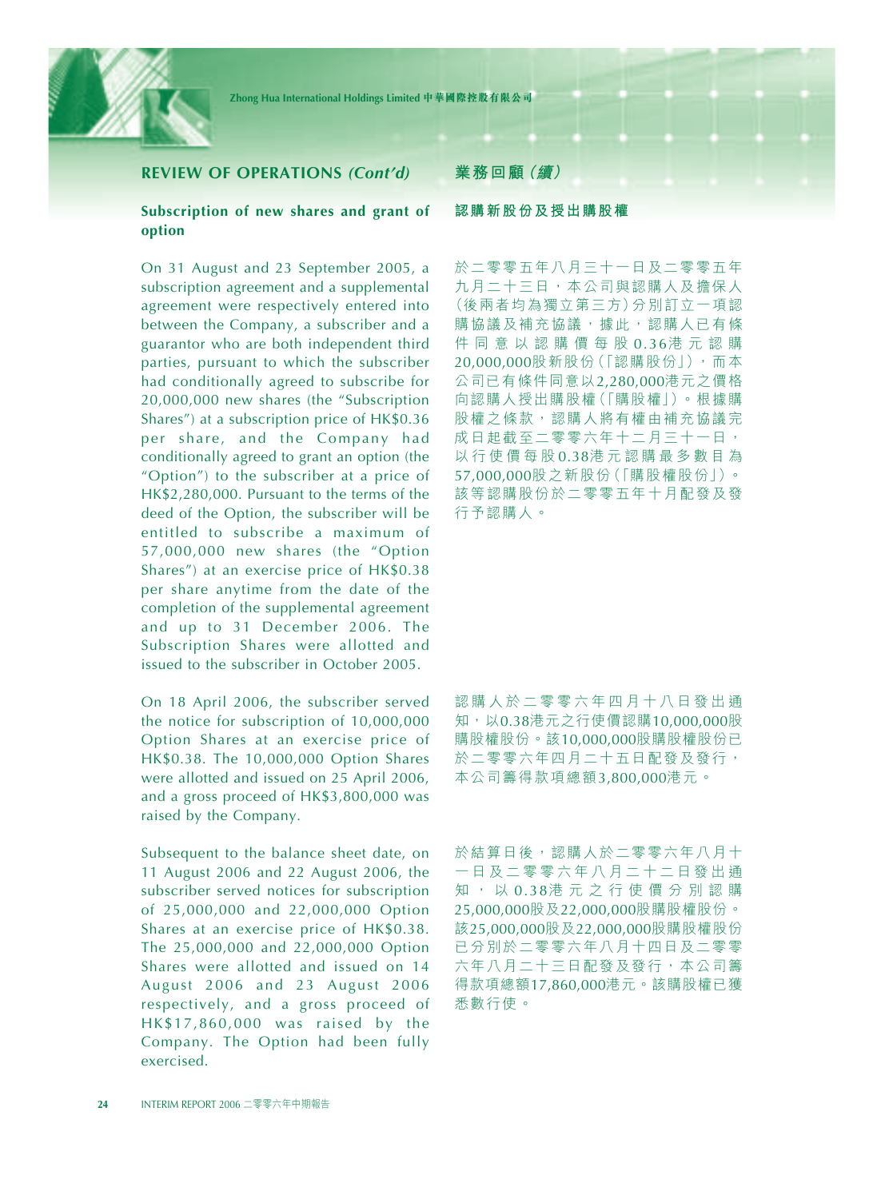## REVIEW OF OPERATIONS *(Cont'd)*

## 業務回顧（續）

### Subscription of new shares and grant of option

### 認購新股份及授出購股權

On 31 August and 23 September 2005, a subscription agreement and a supplemental agreement were respectively entered into between the Company, a subscriber and a guarantor who are both independent third parties, pursuant to which the subscriber had conditionally agreed to subscribe for 20,000,000 new shares (the "Subscription Shares") at a subscription price of HK$0.36 per share, and the Company had conditionally agreed to grant an option (the "Option") to the subscriber at a price of HK$2,280,000. Pursuant to the terms of the deed of the Option, the subscriber will be entitled to subscribe a maximum of 57,000,000 new shares (the "Option Shares") at an exercise price of HK$0.38 per share anytime from the date of the completion of the supplemental agreement and up to 31 December 2006. The Subscription Shares were allotted and issued to the subscriber in October 2005.

於二零零五年八月三十一日及二零零五年九月二十三日，本公司與認購人及擔保人（後兩者均為獨立第三方）分別訂立一項認購協議及補充協議，據此，認購人已有條件同意以認購價每股0.36港元認購20,000,000股新股份（「認購股份」），而本公司已有條件同意以2,280,000港元之價格向認購人授出購股權（「購股權」）。根據購股權之條款，認購人將有權由補充協議完成日起截至二零零六年十二月三十一日，以行使價每股0.38港元認購最多數目為57,000,000股之新股份（「購股權股份」）。該等認購股份於二零零五年十月配發及發行予認購人。

On 18 April 2006, the subscriber served the notice for subscription of 10,000,000 Option Shares at an exercise price of HK$0.38. The 10,000,000 Option Shares were allotted and issued on 25 April 2006, and a gross proceed of HK$3,800,000 was raised by the Company.

認購人於二零零六年四月十八日發出通知，以0.38港元之行使價認購10,000,000股購股權股份。該10,000,000股購股權股份已於二零零六年四月二十五日配發及發行，本公司籌得款項總額3,800,000港元。

Subsequent to the balance sheet date, on 11 August 2006 and 22 August 2006, the subscriber served notices for subscription of 25,000,000 and 22,000,000 Option Shares at an exercise price of HK$0.38. The 25,000,000 and 22,000,000 Option Shares were allotted and issued on 14 August 2006 and 23 August 2006 respectively, and a gross proceed of HK$17,860,000 was raised by the Company. The Option had been fully exercised.

於結算日後，認購人於二零零六年八月十一日及二零零六年八月二十二日發出通知，以0.38港元之行使價分別認購25,000,000股及22,000,000股購股權股份。該25,000,000股及22,000,000股購股權股份已分別於二零零六年八月十四日及二零零六年八月二十三日配發及發行，本公司籌得款項總額17,860,000港元。該購股權已獲悉數行使。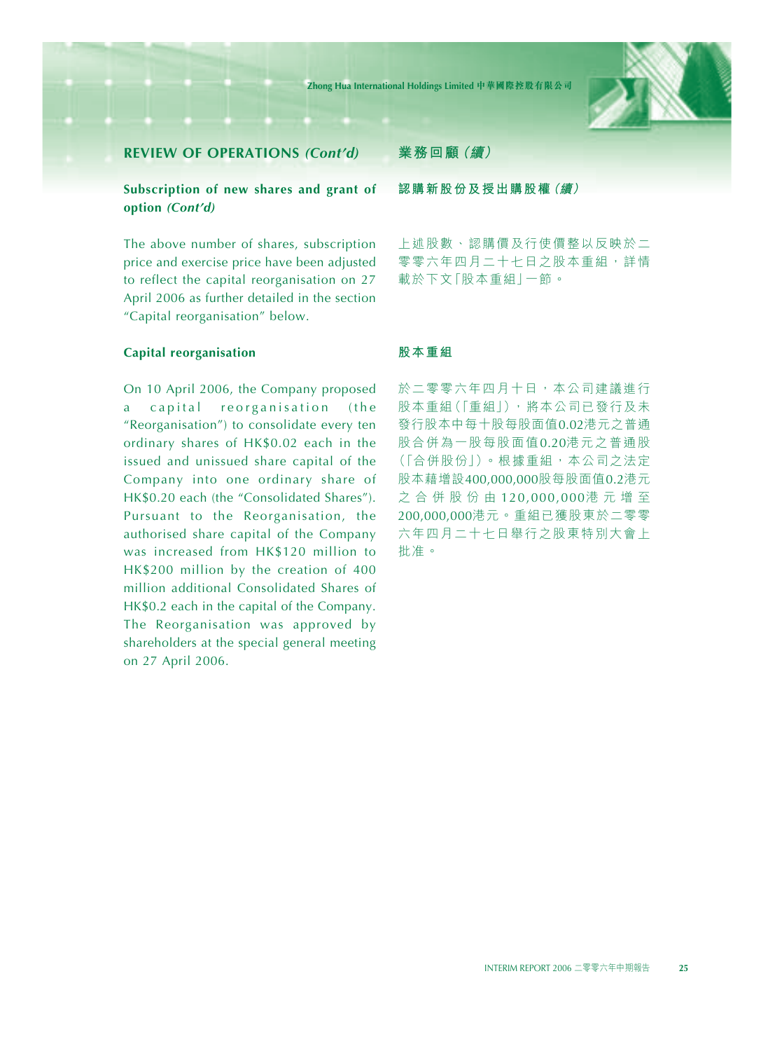## REVIEW OF OPERATIONS *(Cont'd)*

### Subscription of new shares and grant of option *(Cont'd)*

The above number of shares, subscription price and exercise price have been adjusted to reflect the capital reorganisation on 27 April 2006 as further detailed in the section "Capital reorganisation" below.

### Capital reorganisation

On 10 April 2006, the Company proposed a capital reorganisation (the "Reorganisation") to consolidate every ten ordinary shares of HK$0.02 each in the issued and unissued share capital of the Company into one ordinary share of HK$0.20 each (the "Consolidated Shares"). Pursuant to the Reorganisation, the authorised share capital of the Company was increased from HK$120 million to HK$200 million by the creation of 400 million additional Consolidated Shares of HK$0.2 each in the capital of the Company. The Reorganisation was approved by shareholders at the special general meeting on 27 April 2006.

## 業務回顧（續）

### 認購新股份及授出購股權（續）

上述股數、認購價及行使價整以反映於二零零六年四月二十七日之股本重組，詳情載於下文「股本重組」一節。

### 股本重組

於二零零六年四月十日，本公司建議進行股本重組（「重組」），將本公司已發行及未發行股本中每十股每股面值0.02港元之普通股合併為一股每股面值0.20港元之普通股（「合併股份」）。根據重組，本公司之法定股本藉增設400,000,000股每股面值0.2港元之合併股份由120,000,000港元增至200,000,000港元。重組已獲股東於二零零六年四月二十七日舉行之股東特別大會上批准。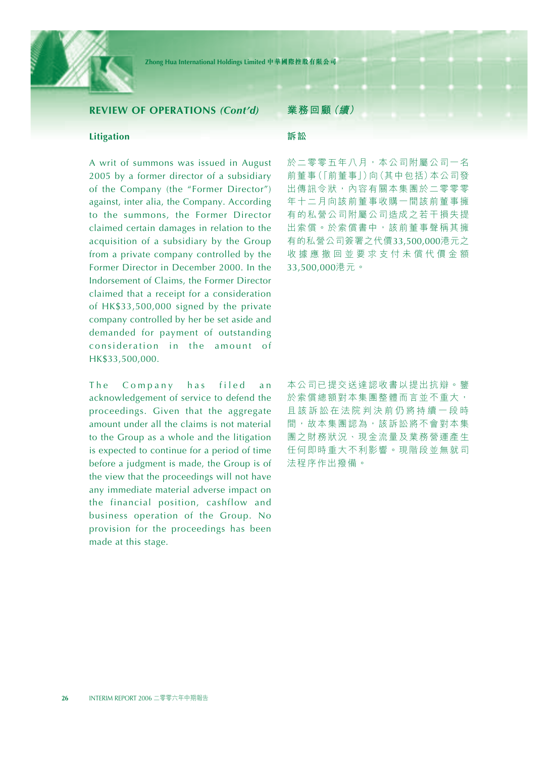## REVIEW OF OPERATIONS *(Cont'd)*

### Litigation

A writ of summons was issued in August 2005 by a former director of a subsidiary of the Company (the "Former Director") against, inter alia, the Company. According to the summons, the Former Director claimed certain damages in relation to the acquisition of a subsidiary by the Group from a private company controlled by the Former Director in December 2000. In the Indorsement of Claims, the Former Director claimed that a receipt for a consideration of HK$33,500,000 signed by the private company controlled by her be set aside and demanded for payment of outstanding consideration in the amount of HK$33,500,000.

The Company has filed an acknowledgement of service to defend the proceedings. Given that the aggregate amount under all the claims is not material to the Group as a whole and the litigation is expected to continue for a period of time before a judgment is made, the Group is of the view that the proceedings will not have any immediate material adverse impact on the financial position, cashflow and business operation of the Group. No provision for the proceedings has been made at this stage.

## 業務回顧（續）

### 訴訟

於二零零五年八月，本公司附屬公司一名前董事（「前董事」）向（其中包括）本公司發出傳訊令狀，內容有關本集團於二零零零年十二月向該前董事收購一間該前董事擁有的私營公司附屬公司造成之若干損失提出索償。於索償書中，該前董事聲稱其擁有的私營公司簽署之代價33,500,000港元之收據應撤回並要求支付未償代價金額33,500,000港元。

本公司已提交送達認收書以提出抗辯。鑒於索償總額對本集團整體而言並不重大，且該訴訟在法院判決前仍將持續一段時間，故本集團認為，該訴訟將不會對本集團之財務狀況、現金流量及業務營運產生任何即時重大不利影響。現階段並無就司法程序作出撥備。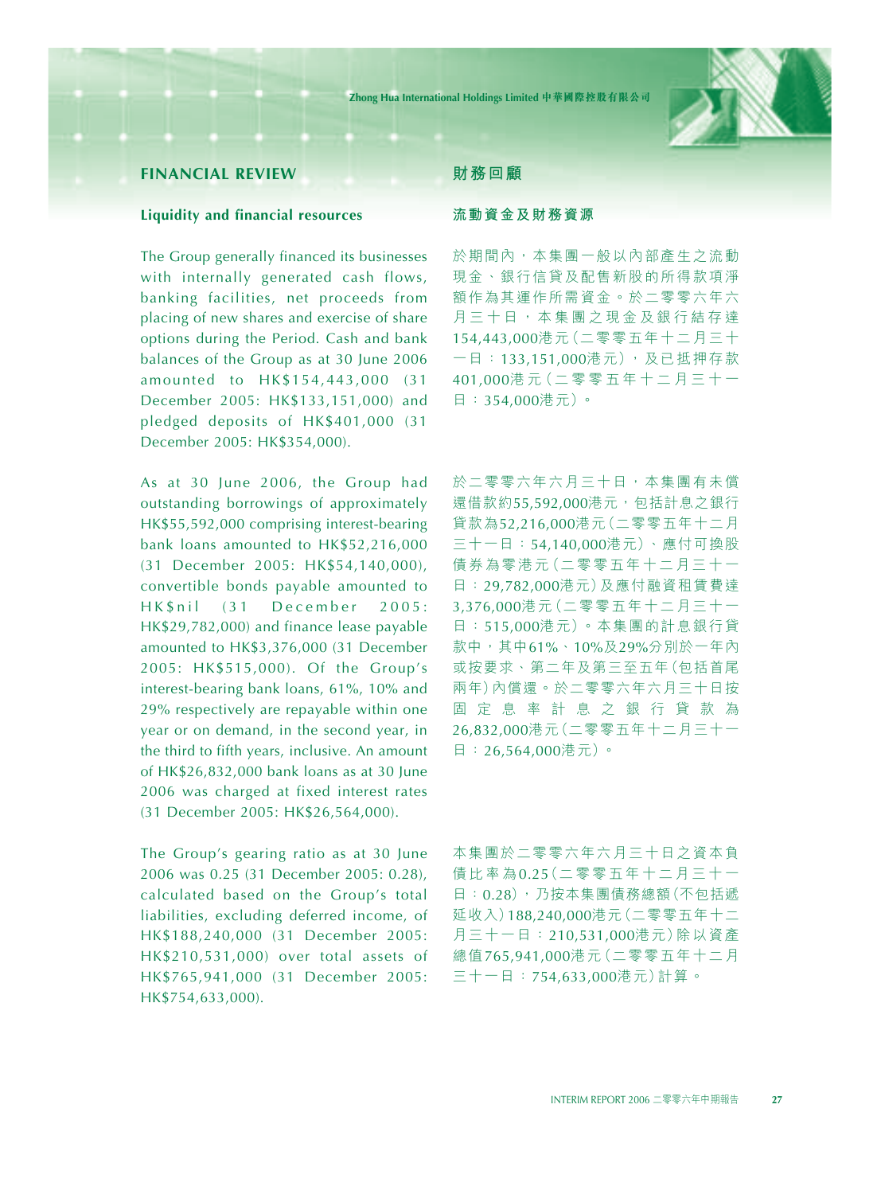## FINANCIAL REVIEW

### Liquidity and financial resources

The Group generally financed its businesses with internally generated cash flows, banking facilities, net proceeds from placing of new shares and exercise of share options during the Period. Cash and bank balances of the Group as at 30 June 2006 amounted to HK$154,443,000 (31 December 2005: HK$133,151,000) and pledged deposits of HK$401,000 (31 December 2005: HK$354,000).

As at 30 June 2006, the Group had outstanding borrowings of approximately HK$55,592,000 comprising interest-bearing bank loans amounted to HK$52,216,000 (31 December 2005: HK$54,140,000), convertible bonds payable amounted to HK$nil (31 December 2005: HK$29,782,000) and finance lease payable amounted to HK$3,376,000 (31 December 2005: HK$515,000). Of the Group's interest-bearing bank loans, 61%, 10% and 29% respectively are repayable within one year or on demand, in the second year, in the third to fifth years, inclusive. An amount of HK$26,832,000 bank loans as at 30 June 2006 was charged at fixed interest rates (31 December 2005: HK$26,564,000).

The Group's gearing ratio as at 30 June 2006 was 0.25 (31 December 2005: 0.28), calculated based on the Group's total liabilities, excluding deferred income, of HK$188,240,000 (31 December 2005: HK$210,531,000) over total assets of HK$765,941,000 (31 December 2005: HK$754,633,000).

## 財務回顧

### 流動資金及財務資源

於期間內，本集團一般以內部產生之流動現金、銀行信貸及配售新股的所得款項淨額作為其運作所需資金。於二零零六年六月三十日，本集團之現金及銀行結存達154,443,000港元（二零零五年十二月三十一日：133,151,000港元），及已抵押存款401,000港元（二零零五年十二月三十一日：354,000港元）。

於二零零六年六月三十日，本集團有未償還借款約55,592,000港元，包括計息之銀行貸款為52,216,000港元（二零零五年十二月三十一日：54,140,000港元）、應付可換股債券為零港元（二零零五年十二月三十一日：29,782,000港元）及應付融資租賃費達3,376,000港元（二零零五年十二月三十一日：515,000港元）。本集團的計息銀行貸款中，其中61%、10%及29%分別於一年內或按要求、第二年及第三至五年（包括首尾兩年）內償還。於二零零六年六月三十日按固定息率計息之銀行貸款為26,832,000港元（二零零五年十二月三十一日：26,564,000港元）。

本集團於二零零六年六月三十日之資本負債比率為0.25（二零零五年十二月三十一日：0.28），乃按本集團債務總額（不包括遞延收入）188,240,000港元（二零零五年十二月三十一日：210,531,000港元）除以資產總值765,941,000港元（二零零五年十二月三十一日：754,633,000港元）計算。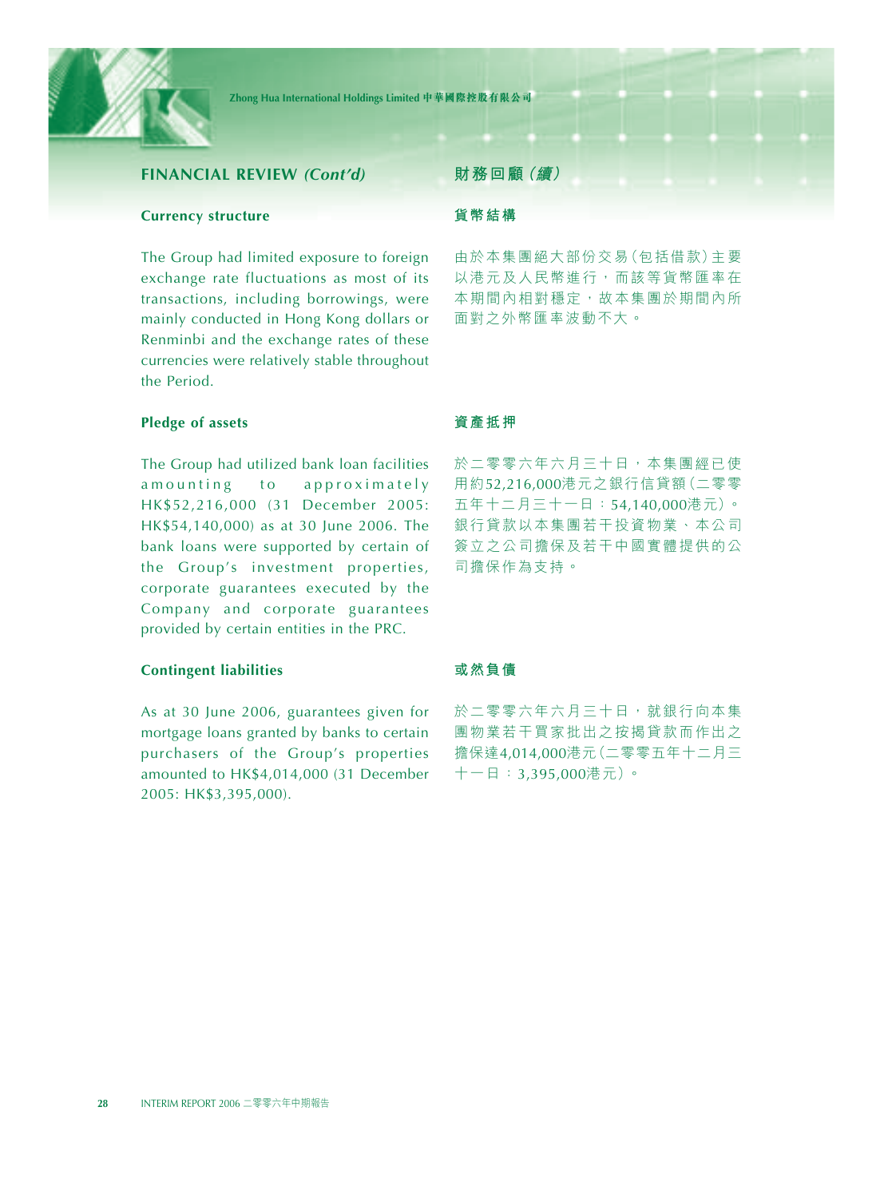## FINANCIAL REVIEW *(Cont'd)*

### Currency structure

The Group had limited exposure to foreign exchange rate fluctuations as most of its transactions, including borrowings, were mainly conducted in Hong Kong dollars or Renminbi and the exchange rates of these currencies were relatively stable throughout the Period.

### Pledge of assets

The Group had utilized bank loan facilities amounting to approximately HK$52,216,000 (31 December 2005: HK$54,140,000) as at 30 June 2006. The bank loans were supported by certain of the Group's investment properties, corporate guarantees executed by the Company and corporate guarantees provided by certain entities in the PRC.

### Contingent liabilities

As at 30 June 2006, guarantees given for mortgage loans granted by banks to certain purchasers of the Group's properties amounted to HK$4,014,000 (31 December 2005: HK$3,395,000).

## 財務回顧（續）

### 貨幣結構

由於本集團絕大部份交易（包括借款）主要以港元及人民幣進行，而該等貨幣匯率在本期間內相對穩定，故本集團於期間內所面對之外幣匯率波動不大。

### 資產抵押

於二零零六年六月三十日，本集團經已使用約52,216,000港元之銀行信貸額（二零零五年十二月三十一日：54,140,000港元）。銀行貸款以本集團若干投資物業、本公司簽立之公司擔保及若干中國實體提供的公司擔保作為支持。

### 或然負債

於二零零六年六月三十日，就銀行向本集團物業若干買家批出之按揭貸款而作出之擔保達4,014,000港元（二零零五年十二月三十一日：3,395,000港元）。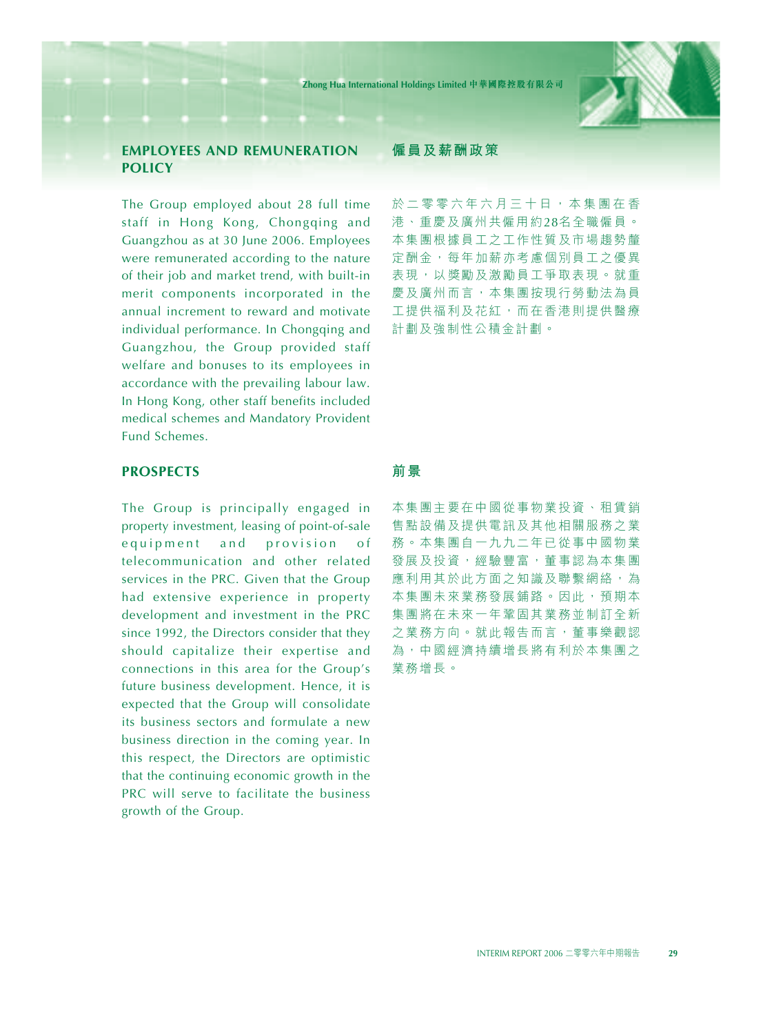## EMPLOYEES AND REMUNERATION POLICY

The Group employed about 28 full time staff in Hong Kong, Chongqing and Guangzhou as at 30 June 2006. Employees were remunerated according to the nature of their job and market trend, with built-in merit components incorporated in the annual increment to reward and motivate individual performance. In Chongqing and Guangzhou, the Group provided staff welfare and bonuses to its employees in accordance with the prevailing labour law. In Hong Kong, other staff benefits included medical schemes and Mandatory Provident Fund Schemes.

## 僱員及薪酬政策

於二零零六年六月三十日，本集團在香港、重慶及廣州共僱用約28名全職僱員。本集團根據員工之工作性質及市場趨勢釐定酬金，每年加薪亦考慮個別員工之優異表現，以獎勵及激勵員工爭取表現。就重慶及廣州而言，本集團按現行勞動法為員工提供福利及花紅，而在香港則提供醫療計劃及強制性公積金計劃。

## PROSPECTS

The Group is principally engaged in property investment, leasing of point-of-sale equipment and provision of telecommunication and other related services in the PRC. Given that the Group had extensive experience in property development and investment in the PRC since 1992, the Directors consider that they should capitalize their expertise and connections in this area for the Group's future business development. Hence, it is expected that the Group will consolidate its business sectors and formulate a new business direction in the coming year. In this respect, the Directors are optimistic that the continuing economic growth in the PRC will serve to facilitate the business growth of the Group.

## 前景

本集團主要在中國從事物業投資、租賃銷售點設備及提供電訊及其他相關服務之業務。本集團自一九九二年已從事中國物業發展及投資，經驗豐富，董事認為本集團應利用其於此方面之知識及聯繫網絡，為本集團未來業務發展鋪路。因此，預期本集團將在未來一年鞏固其業務並制訂全新之業務方向。就此報告而言，董事樂觀認為，中國經濟持續增長將有利於本集團之業務增長。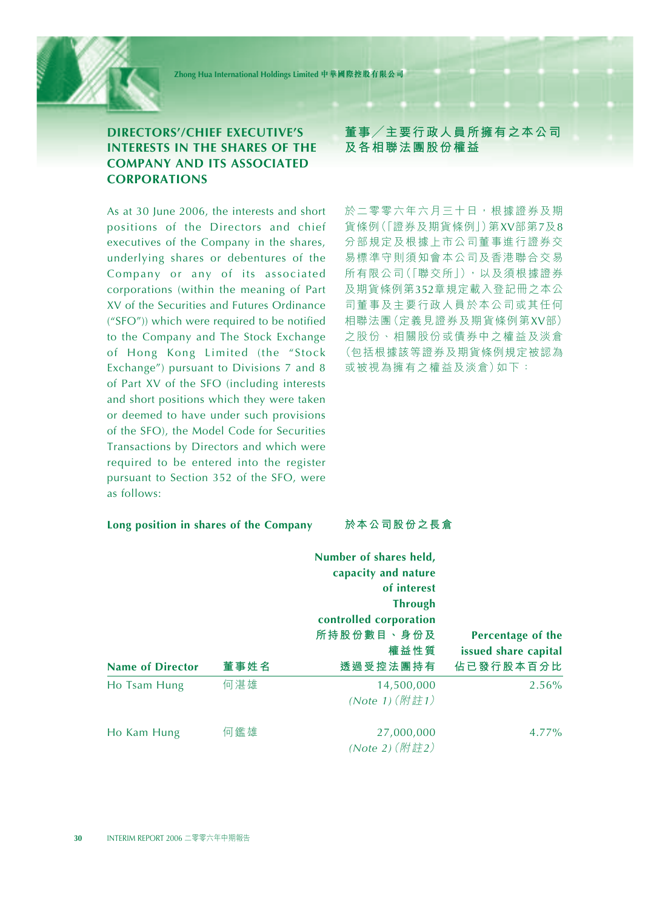## DIRECTORS'/CHIEF EXECUTIVE'S INTERESTS IN THE SHARES OF THE COMPANY AND ITS ASSOCIATED CORPORATIONS

## 董事／主要行政人員所擁有之本公司及各相聯法團股份權益

As at 30 June 2006, the interests and short positions of the Directors and chief executives of the Company in the shares, underlying shares or debentures of the Company or any of its associated corporations (within the meaning of Part XV of the Securities and Futures Ordinance ("SFO")) which were required to be notified to the Company and The Stock Exchange of Hong Kong Limited (the "Stock Exchange") pursuant to Divisions 7 and 8 of Part XV of the SFO (including interests and short positions which they were taken or deemed to have under such provisions of the SFO), the Model Code for Securities Transactions by Directors and which were required to be entered into the register pursuant to Section 352 of the SFO, were as follows:

於二零零六年六月三十日，根據證券及期貨條例(「證券及期貨條例」)第XV部第7及8分部規定及根據上市公司董事進行證券交易標準守則須知會本公司及香港聯合交易所有限公司(「聯交所」)，以及須根據證券及期貨條例第352章規定載入登記冊之本公司董事及主要行政人員於本公司或其任何相聯法團(定義見證券及期貨條例第XV部)之股份、相關股份或債券中之權益及淡倉(包括根據該等證券及期貨條例規定被認為或被視為擁有之權益及淡倉)如下：

**Long position in shares of the Company** **於本公司股份之長倉**

| Name of Director | 董事姓名 | Number of shares held, capacity and nature of interest Through controlled corporation 所持股份數目、身份及權益性質 透過受控法團持有 | Percentage of the issued share capital 佔已發行股本百分比 |
|---|---|---|---|
| Ho Tsam Hung | 何湛雄 | 14,500,000 *(Note 1)* *(附註1)* | 2.56% |
| Ho Kam Hung | 何鑑雄 | 27,000,000 *(Note 2)* *(附註2)* | 4.77% |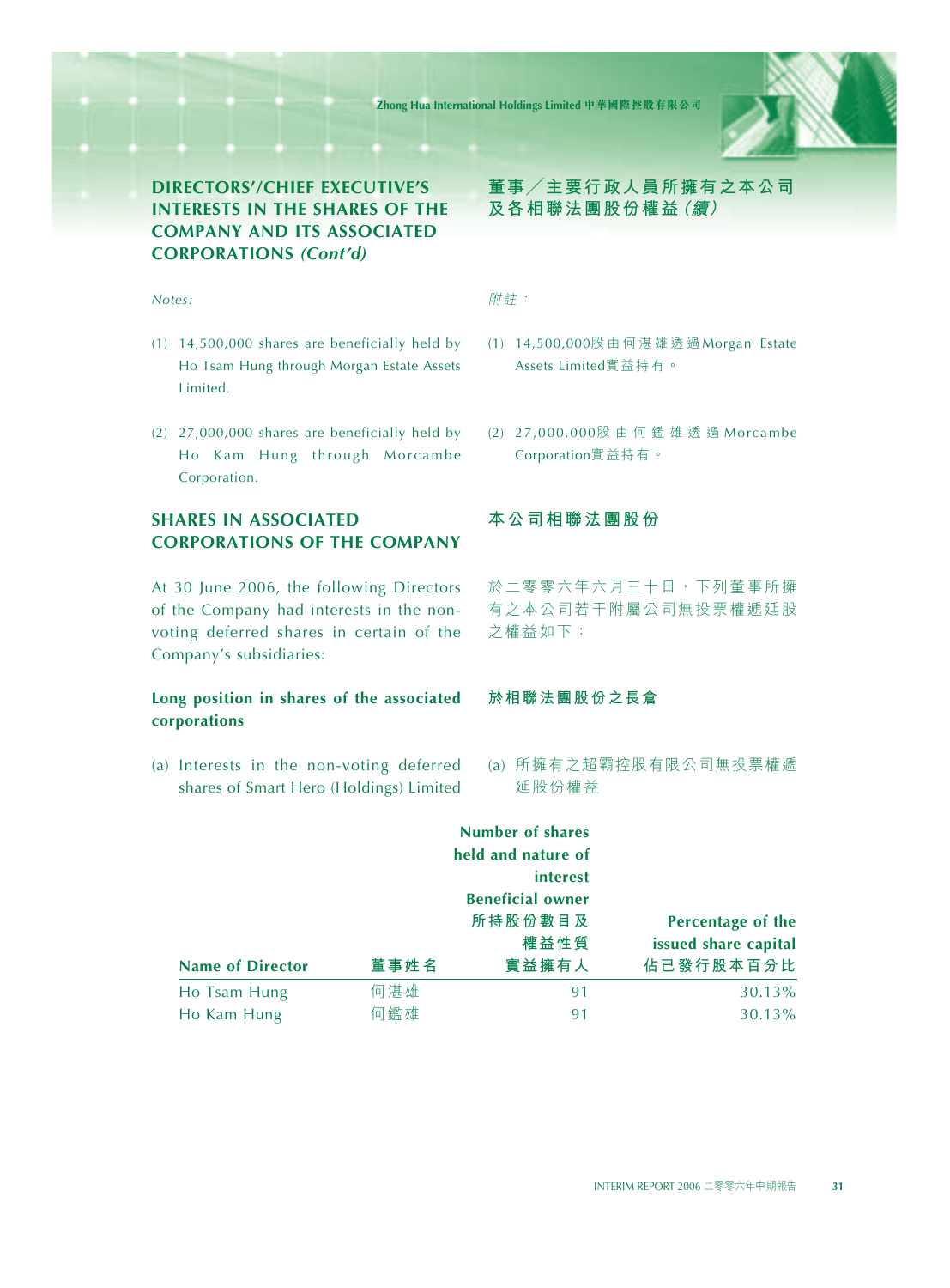## DIRECTORS'/CHIEF EXECUTIVE'S INTERESTS IN THE SHARES OF THE COMPANY AND ITS ASSOCIATED CORPORATIONS *(Cont'd)*

## 董事／主要行政人員所擁有之本公司及各相聯法團股份權益*（續）*

*Notes:*

(1) 14,500,000 shares are beneficially held by Ho Tsam Hung through Morgan Estate Assets Limited.

(2) 27,000,000 shares are beneficially held by Ho Kam Hung through Morcambe Corporation.

*附註：*

(1) 14,500,000股由何湛雄透過Morgan Estate Assets Limited實益持有。

(2) 27,000,000股由何鑑雄透過Morcambe Corporation實益持有。

## SHARES IN ASSOCIATED CORPORATIONS OF THE COMPANY

## 本公司相聯法團股份

At 30 June 2006, the following Directors of the Company had interests in the non-voting deferred shares in certain of the Company's subsidiaries:

於二零零六年六月三十日，下列董事所擁有之本公司若干附屬公司無投票權遞延股之權益如下：

### Long position in shares of the associated corporations

### 於相聯法團股份之長倉

(a) Interests in the non-voting deferred shares of Smart Hero (Holdings) Limited

(a) 所擁有之超霸控股有限公司無投票權遞延股份權益

| Name of Director | 董事姓名 | Number of shares held and nature of interest Beneficial owner 所持股份數目及權益性質 實益擁有人 | Percentage of the issued share capital 佔已發行股本百分比 |
|---|---|---|---|
| Ho Tsam Hung | 何湛雄 | 91 | 30.13% |
| Ho Kam Hung | 何鑑雄 | 91 | 30.13% |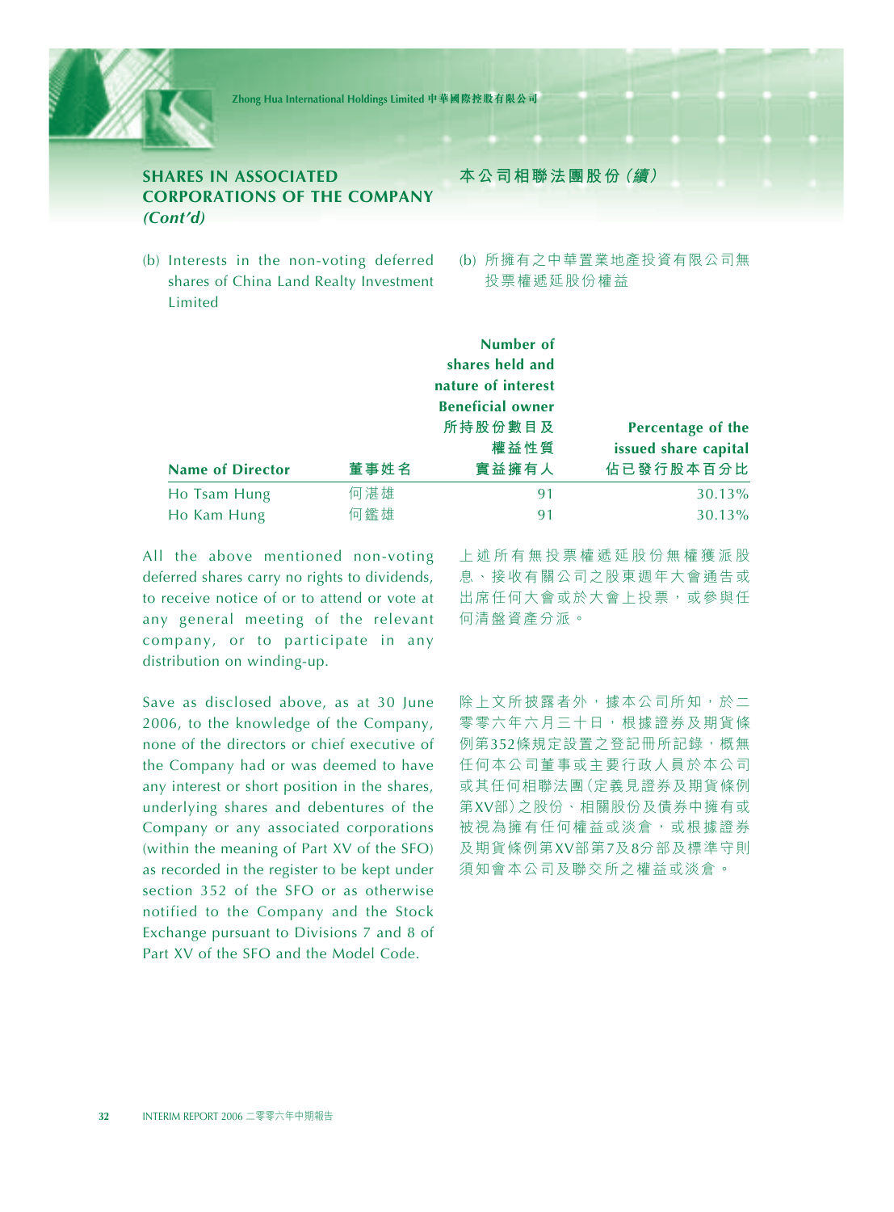## SHARES IN ASSOCIATED CORPORATIONS OF THE COMPANY *(Cont'd)*

## 本公司相聯法團股份(續)

(b) Interests in the non-voting deferred shares of China Land Realty Investment Limited

(b) 所擁有之中華置業地產投資有限公司無投票權遞延股份權益

| Name of Director | 董事姓名 | Number of shares held and nature of interest Beneficial owner 所持股份數目及權益性質 實益擁有人 | Percentage of the issued share capital 佔已發行股本百分比 |
|---|---|---|---|
| Ho Tsam Hung | 何湛雄 | 91 | 30.13% |
| Ho Kam Hung | 何鑑雄 | 91 | 30.13% |

All the above mentioned non-voting deferred shares carry no rights to dividends, to receive notice of or to attend or vote at any general meeting of the relevant company, or to participate in any distribution on winding-up.

上述所有無投票權遞延股份無權獲派股息、接收有關公司之股東週年大會通告或出席任何大會或於大會上投票，或參與任何清盤資產分派。

Save as disclosed above, as at 30 June 2006, to the knowledge of the Company, none of the directors or chief executive of the Company had or was deemed to have any interest or short position in the shares, underlying shares and debentures of the Company or any associated corporations (within the meaning of Part XV of the SFO) as recorded in the register to be kept under section 352 of the SFO or as otherwise notified to the Company and the Stock Exchange pursuant to Divisions 7 and 8 of Part XV of the SFO and the Model Code.

除上文所披露者外，據本公司所知，於二零零六年六月三十日，根據證券及期貨條例第352條規定設置之登記冊所記錄，概無任何本公司董事或主要行政人員於本公司或其任何相聯法團(定義見證券及期貨條例第XV部)之股份、相關股份及債券中擁有或被視為擁有任何權益或淡倉，或根據證券及期貨條例第XV部第7及8分部及標準守則須知會本公司及聯交所之權益或淡倉。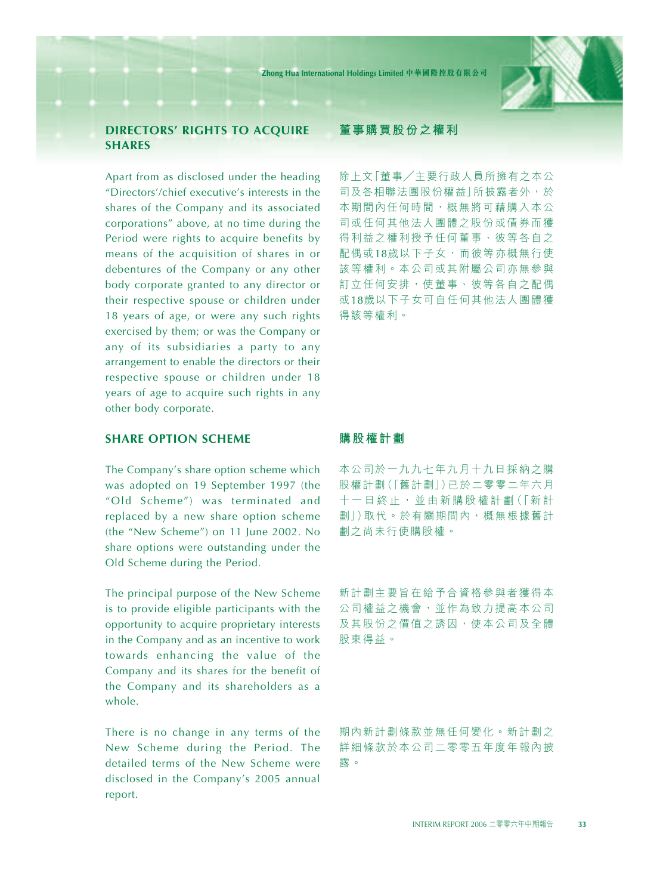## DIRECTORS' RIGHTS TO ACQUIRE SHARES

Apart from as disclosed under the heading "Directors'/chief executive's interests in the shares of the Company and its associated corporations" above, at no time during the Period were rights to acquire benefits by means of the acquisition of shares in or debentures of the Company or any other body corporate granted to any director or their respective spouse or children under 18 years of age, or were any such rights exercised by them; or was the Company or any of its subsidiaries a party to any arrangement to enable the directors or their respective spouse or children under 18 years of age to acquire such rights in any other body corporate.

## 董事購買股份之權利

除上文「董事／主要行政人員所擁有之本公司及各相聯法團股份權益」所披露者外，於本期間內任何時間，概無將可藉購入本公司或任何其他法人團體之股份或債券而獲得利益之權利授予任何董事、彼等各自之配偶或18歲以下子女，而彼等亦概無行使該等權利。本公司或其附屬公司亦無參與訂立任何安排，使董事、彼等各自之配偶或18歲以下子女可自任何其他法人團體獲得該等權利。

## SHARE OPTION SCHEME

The Company's share option scheme which was adopted on 19 September 1997 (the "Old Scheme") was terminated and replaced by a new share option scheme (the "New Scheme") on 11 June 2002. No share options were outstanding under the Old Scheme during the Period.

The principal purpose of the New Scheme is to provide eligible participants with the opportunity to acquire proprietary interests in the Company and as an incentive to work towards enhancing the value of the Company and its shares for the benefit of the Company and its shareholders as a whole.

There is no change in any terms of the New Scheme during the Period. The detailed terms of the New Scheme were disclosed in the Company's 2005 annual report.

## 購股權計劃

本公司於一九九七年九月十九日採納之購股權計劃（「舊計劃」）已於二零零二年六月十一日終止，並由新購股權計劃（「新計劃」）取代。於有關期間內，概無根據舊計劃之尚未行使購股權。

新計劃主要旨在給予合資格參與者獲得本公司權益之機會，並作為致力提高本公司及其股份之價值之誘因，使本公司及全體股東得益。

期內新計劃條款並無任何變化。新計劃之詳細條款於本公司二零零五年度年報內披露。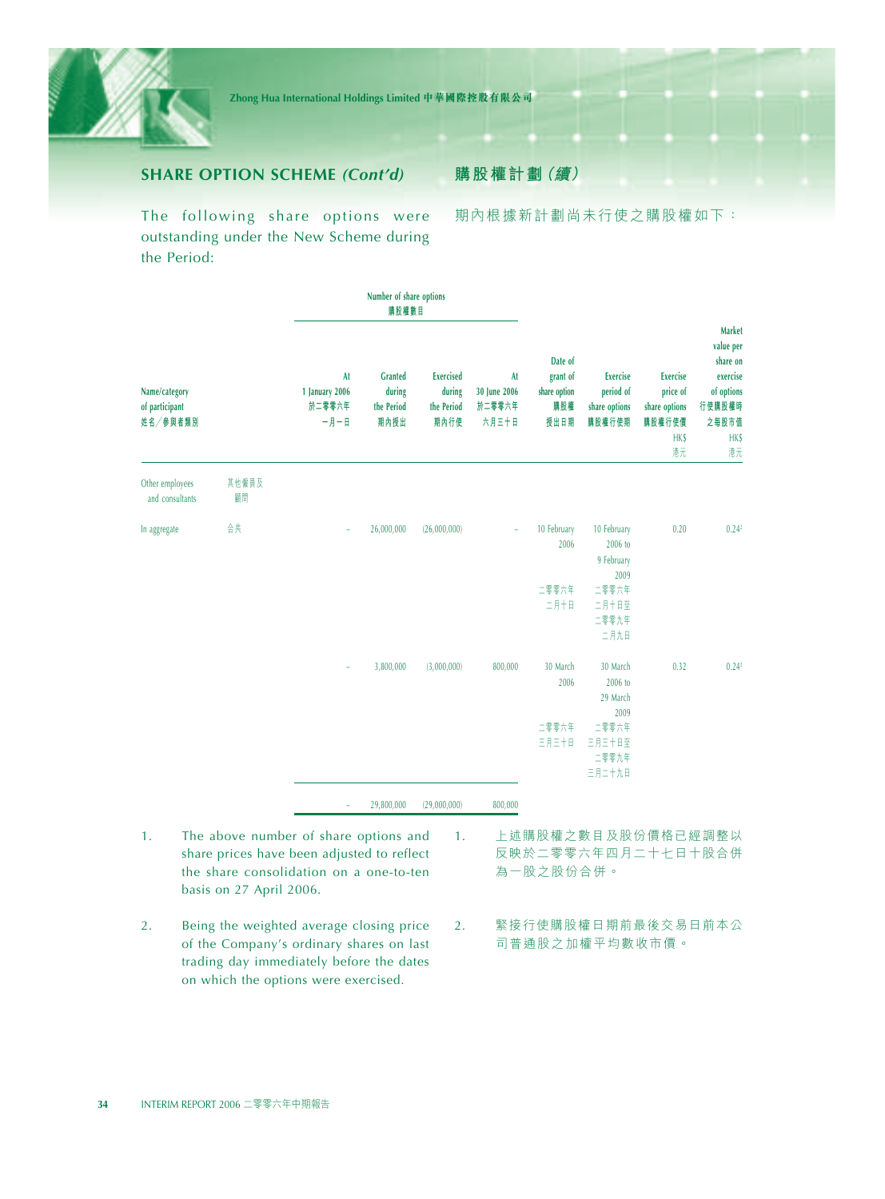## SHARE OPTION SCHEME *(Cont'd)* 購股權計劃（續）

The following share options were outstanding under the New Scheme during the Period:

期內根據新計劃尚未行使之購股權如下：

| Name/category of participant 姓名／參與者類別 | | Number of share options 購股權數目 At 1 January 2006 於二零零六年一月一日 | Granted during the Period 期內授出 | Exercised during the Period 期內行使 | At 30 June 2006 於二零零六年六月三十日 | Date of grant of share option 購股權授出日期 | Exercise period of share options 購股權行使期 | Exercise price of share options 購股權行使價 HK$ 港元 | Market value per share on exercise of options 行使購股權時之每股市值 HK$ 港元 |
|---|---|---|---|---|---|---|---|---|---|
| Other employees and consultants | 其他僱員及顧問 | | | | | | | | |
| In aggregate | 合共 | – | 26,000,000 | (26,000,000) | – | 10 February 2006 二零零六年二月十日 | 10 February 2006 to 9 February 2009 二零零六年二月十日至二零零九年二月九日 | 0.20 | 0.24[2] |
| | | – | 3,800,000 | (3,000,000) | 800,000 | 30 March 2006 二零零六年三月三十日 | 30 March 2006 to 29 March 2009 二零零六年三月三十日至二零零九年三月二十九日 | 0.32 | 0.24[2] |
| | | – | 29,800,000 | (29,000,000) | 800,000 | | | | |

1. The above number of share options and share prices have been adjusted to reflect the share consolidation on a one-to-ten basis on 27 April 2006.

1. 上述購股權之數目及股份價格已經調整以反映於二零零六年四月二十七日十股合併為一股之股份合併。

2. Being the weighted average closing price of the Company's ordinary shares on last trading day immediately before the dates on which the options were exercised.

2. 緊接行使購股權日期前最後交易日前本公司普通股之加權平均數收市價。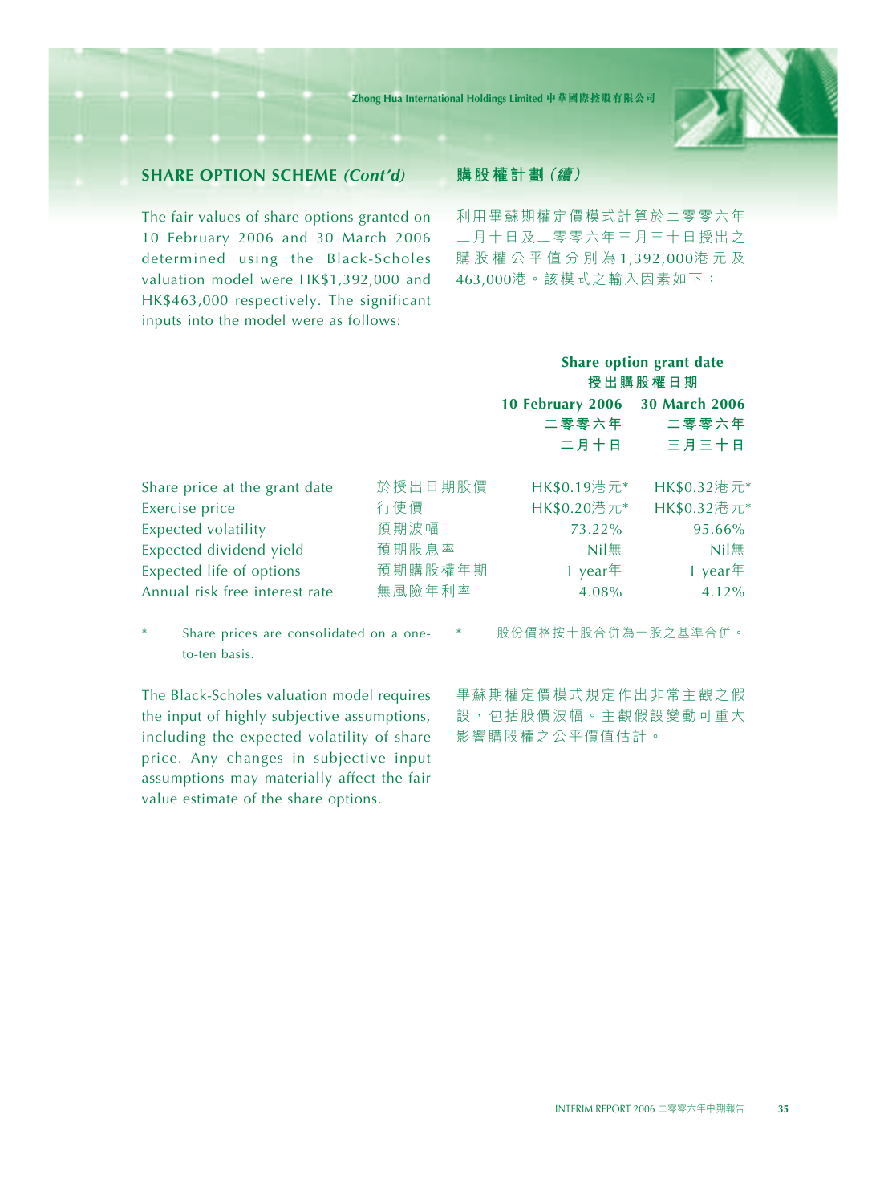## SHARE OPTION SCHEME *(Cont'd)*

## 購股權計劃（續）

The fair values of share options granted on 10 February 2006 and 30 March 2006 determined using the Black-Scholes valuation model were HK$1,392,000 and HK$463,000 respectively. The significant inputs into the model were as follows:

利用畢蘇期權定價模式計算於二零零六年二月十日及二零零六年三月三十日授出之購股權公平值分別為1,392,000港元及463,000港。該模式之輸入因素如下：

| | | Share option grant date 授出購股權日期 | |
|---|---|---|---|
| | | 10 February 2006 二零零六年二月十日 | 30 March 2006 二零零六年三月三十日 |
| Share price at the grant date | 於授出日期股價 | HK$0.19港元* | HK$0.32港元* |
| Exercise price | 行使價 | HK$0.20港元* | HK$0.32港元* |
| Expected volatility | 預期波幅 | 73.22% | 95.66% |
| Expected dividend yield | 預期股息率 | Nil無 | Nil無 |
| Expected life of options | 預期購股權年期 | 1 year年 | 1 year年 |
| Annual risk free interest rate | 無風險年利率 | 4.08% | 4.12% |

\* Share prices are consolidated on a one-to-ten basis.

\* 股份價格按十股合併為一股之基準合併。

The Black-Scholes valuation model requires the input of highly subjective assumptions, including the expected volatility of share price. Any changes in subjective input assumptions may materially affect the fair value estimate of the share options.

畢蘇期權定價模式規定作出非常主觀之假設，包括股價波幅。主觀假設變動可重大影響購股權之公平價值估計。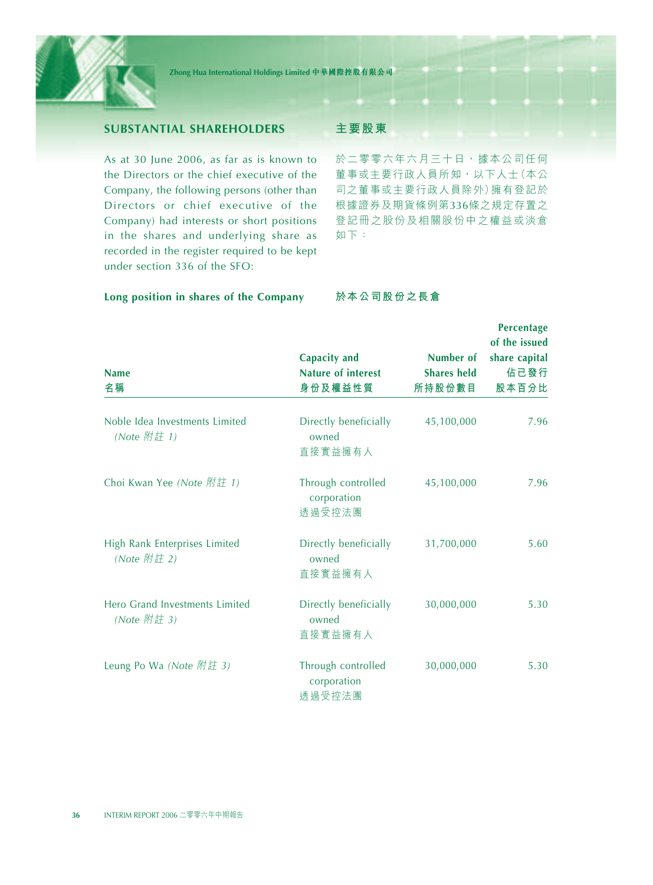## SUBSTANTIAL SHAREHOLDERS

## 主要股東

As at 30 June 2006, as far as is known to the Directors or the chief executive of the Company, the following persons (other than Directors or chief executive of the Company) had interests or short positions in the shares and underlying share as recorded in the register required to be kept under section 336 of the SFO:

於二零零六年六月三十日，據本公司任何董事或主要行政人員所知，以下人士（本公司之董事或主要行政人員除外）擁有登記於根據證券及期貨條例第336條之規定存置之登記冊之股份及相關股份中之權益或淡倉如下：

### Long position in shares of the Company

### 於本公司股份之長倉

| Name<br>名稱 | Capacity and Nature of interest<br>身份及權益性質 | Number of Shares held<br>所持股份數目 | Percentage of the issued share capital<br>佔已發行股本百分比 |
|---|---|---|---|
| Noble Idea Investments Limited *(Note 附註 1)* | Directly beneficially owned<br>直接實益擁有人 | 45,100,000 | 7.96 |
| Choi Kwan Yee *(Note 附註 1)* | Through controlled corporation<br>透過受控法團 | 45,100,000 | 7.96 |
| High Rank Enterprises Limited *(Note 附註 2)* | Directly beneficially owned<br>直接實益擁有人 | 31,700,000 | 5.60 |
| Hero Grand Investments Limited *(Note 附註 3)* | Directly beneficially owned<br>直接實益擁有人 | 30,000,000 | 5.30 |
| Leung Po Wa *(Note 附註 3)* | Through controlled corporation<br>透過受控法團 | 30,000,000 | 5.30 |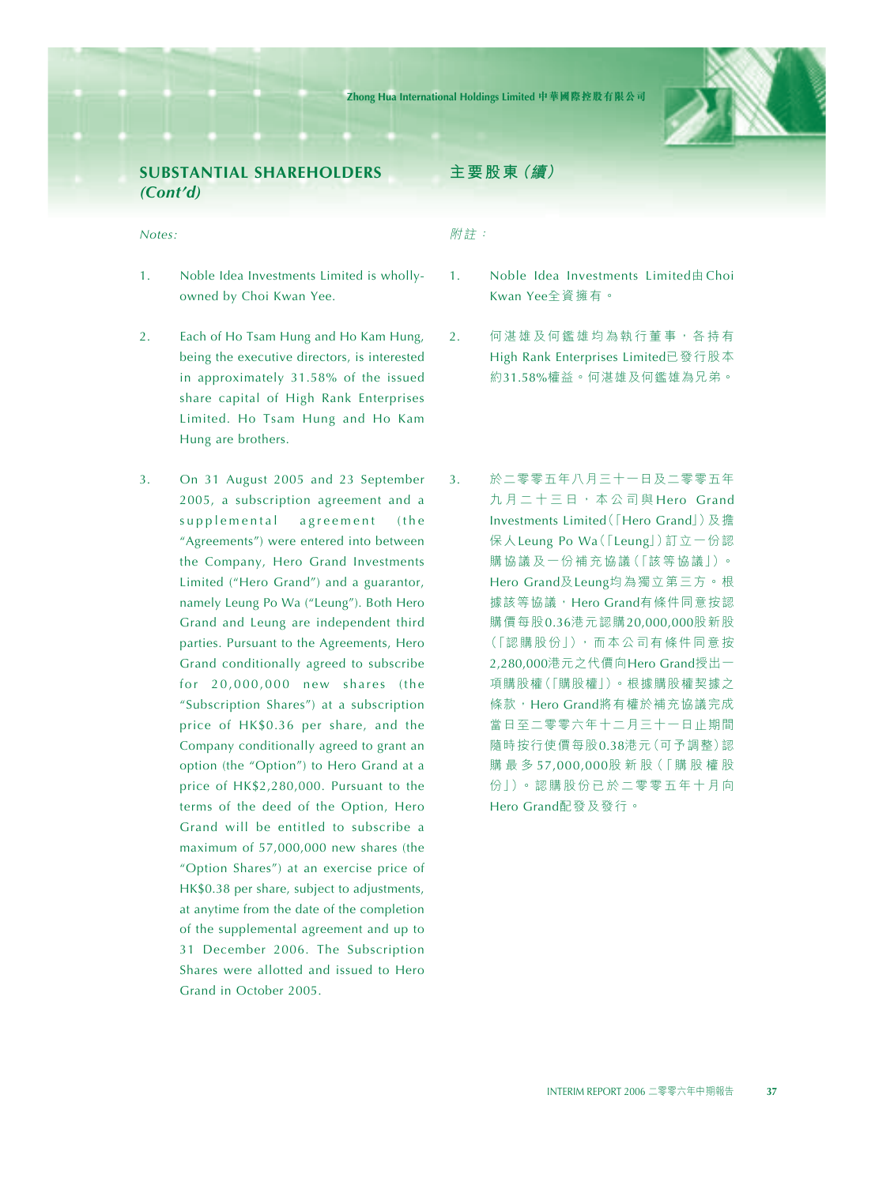## SUBSTANTIAL SHAREHOLDERS *(Cont'd)*

*Notes:*

1. Noble Idea Investments Limited is wholly-owned by Choi Kwan Yee.

2. Each of Ho Tsam Hung and Ho Kam Hung, being the executive directors, is interested in approximately 31.58% of the issued share capital of High Rank Enterprises Limited. Ho Tsam Hung and Ho Kam Hung are brothers.

3. On 31 August 2005 and 23 September 2005, a subscription agreement and a supplemental agreement (the "Agreements") were entered into between the Company, Hero Grand Investments Limited ("Hero Grand") and a guarantor, namely Leung Po Wa ("Leung"). Both Hero Grand and Leung are independent third parties. Pursuant to the Agreements, Hero Grand conditionally agreed to subscribe for 20,000,000 new shares (the "Subscription Shares") at a subscription price of HK$0.36 per share, and the Company conditionally agreed to grant an option (the "Option") to Hero Grand at a price of HK$2,280,000. Pursuant to the terms of the deed of the Option, Hero Grand will be entitled to subscribe a maximum of 57,000,000 new shares (the "Option Shares") at an exercise price of HK$0.38 per share, subject to adjustments, at anytime from the date of the completion of the supplemental agreement and up to 31 December 2006. The Subscription Shares were allotted and issued to Hero Grand in October 2005.

## 主要股東(續)

*附註：*

1. Noble Idea Investments Limited由Choi Kwan Yee全資擁有。

2. 何湛雄及何鑑雄均為執行董事，各持有High Rank Enterprises Limited已發行股本約31.58%權益。何湛雄及何鑑雄為兄弟。

3. 於二零零五年八月三十一日及二零零五年九月二十三日，本公司與Hero Grand Investments Limited(「Hero Grand」)及擔保人Leung Po Wa(「Leung」)訂立一份認購協議及一份補充協議(「該等協議」)。Hero Grand及Leung均為獨立第三方。根據該等協議，Hero Grand有條件同意按認購價每股0.36港元認購20,000,000股新股(「認購股份」)，而本公司有條件同意按2,280,000港元之代價向Hero Grand授出一項購股權(「購股權」)。根據購股權契據之條款，Hero Grand將有權於補充協議完成當日至二零零六年十二月三十一日止期間隨時按行使價每股0.38港元(可予調整)認購最多57,000,000股新股(「購股權股份」)。認購股份已於二零零五年十月向Hero Grand配發及發行。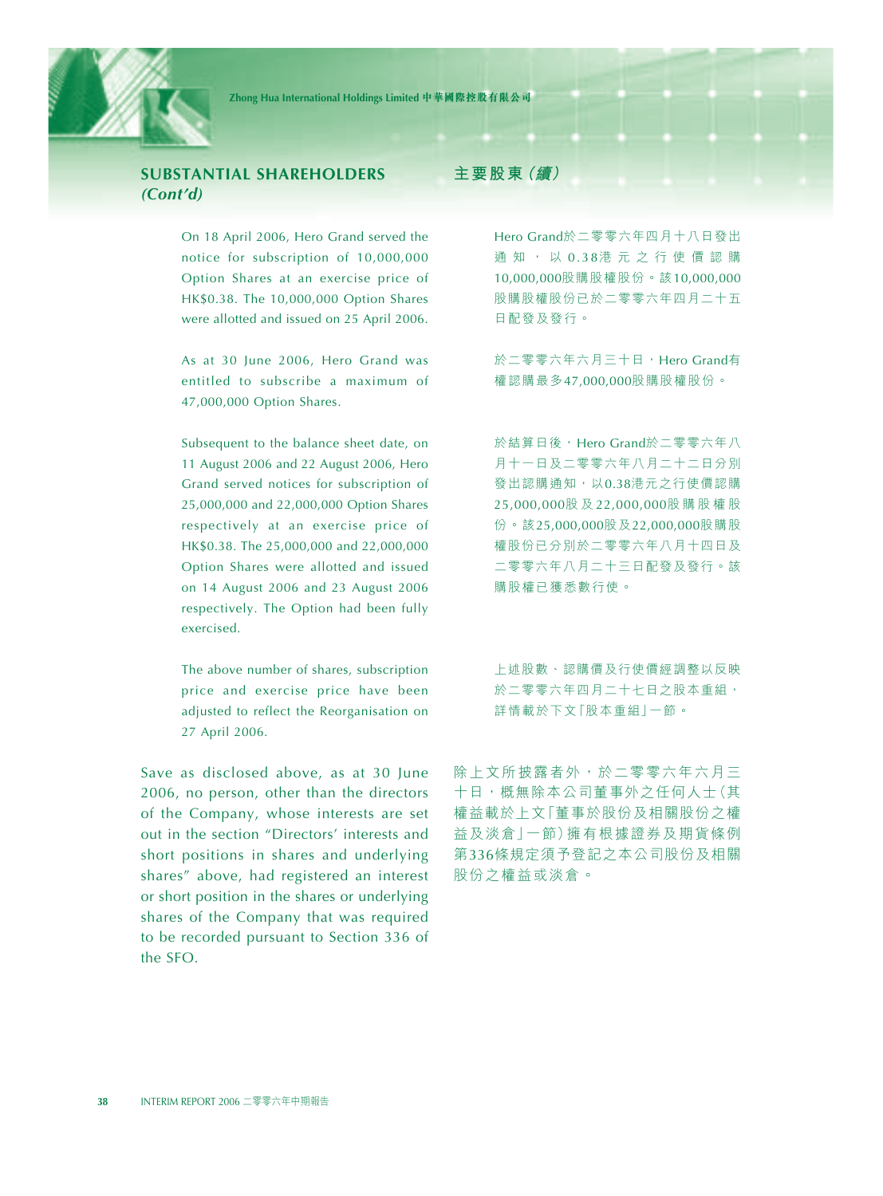## SUBSTANTIAL SHAREHOLDERS *(Cont'd)*

On 18 April 2006, Hero Grand served the notice for subscription of 10,000,000 Option Shares at an exercise price of HK$0.38. The 10,000,000 Option Shares were allotted and issued on 25 April 2006.

As at 30 June 2006, Hero Grand was entitled to subscribe a maximum of 47,000,000 Option Shares.

Subsequent to the balance sheet date, on 11 August 2006 and 22 August 2006, Hero Grand served notices for subscription of 25,000,000 and 22,000,000 Option Shares respectively at an exercise price of HK$0.38. The 25,000,000 and 22,000,000 Option Shares were allotted and issued on 14 August 2006 and 23 August 2006 respectively. The Option had been fully exercised.

The above number of shares, subscription price and exercise price have been adjusted to reflect the Reorganisation on 27 April 2006.

Save as disclosed above, as at 30 June 2006, no person, other than the directors of the Company, whose interests are set out in the section "Directors' interests and short positions in shares and underlying shares" above, had registered an interest or short position in the shares or underlying shares of the Company that was required to be recorded pursuant to Section 336 of the SFO.

## 主要股東（續）

Hero Grand於二零零六年四月十八日發出通知，以0.38港元之行使價認購10,000,000股購股權股份。該10,000,000股購股權股份已於二零零六年四月二十五日配發及發行。

於二零零六年六月三十日，Hero Grand有權認購最多47,000,000股購股權股份。

於結算日後，Hero Grand於二零零六年八月十一日及二零零六年八月二十二日分別發出認購通知，以0.38港元之行使價認購25,000,000股及22,000,000股購股權股份。該25,000,000股及22,000,000股購股權股份已分別於二零零六年八月十四日及二零零六年八月二十三日配發及發行。該購股權已獲悉數行使。

上述股數、認購價及行使價經調整以反映於二零零六年四月二十七日之股本重組，詳情載於下文「股本重組」一節。

除上文所披露者外，於二零零六年六月三十日，概無除本公司董事外之任何人士（其權益載於上文「董事於股份及相關股份之權益及淡倉」一節）擁有根據證券及期貨條例第336條規定須予登記之本公司股份及相關股份之權益或淡倉。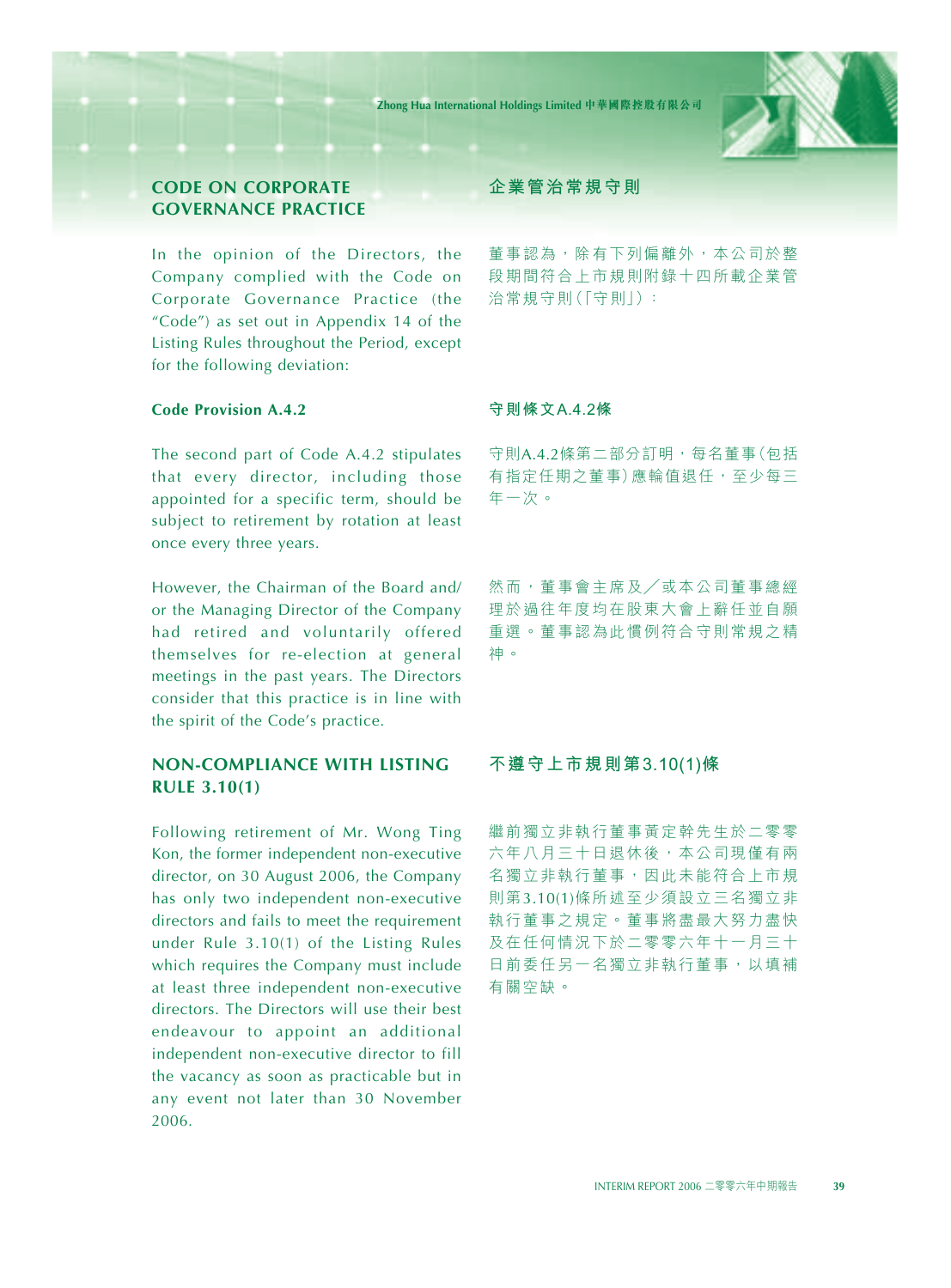## CODE ON CORPORATE GOVERNANCE PRACTICE

## 企業管治常規守則

In the opinion of the Directors, the Company complied with the Code on Corporate Governance Practice (the "Code") as set out in Appendix 14 of the Listing Rules throughout the Period, except for the following deviation:

董事認為，除有下列偏離外，本公司於整段期間符合上市規則附錄十四所載企業管治常規守則(「守則」)：

### Code Provision A.4.2

### 守則條文A.4.2條

The second part of Code A.4.2 stipulates that every director, including those appointed for a specific term, should be subject to retirement by rotation at least once every three years.

守則A.4.2條第二部分訂明，每名董事(包括有指定任期之董事)應輪值退任，至少每三年一次。

However, the Chairman of the Board and/or the Managing Director of the Company had retired and voluntarily offered themselves for re-election at general meetings in the past years. The Directors consider that this practice is in line with the spirit of the Code's practice.

然而，董事會主席及／或本公司董事總經理於過往年度均在股東大會上辭任並自願重選。董事認為此慣例符合守則常規之精神。

## NON-COMPLIANCE WITH LISTING RULE 3.10(1)

## 不遵守上市規則第3.10(1)條

Following retirement of Mr. Wong Ting Kon, the former independent non-executive director, on 30 August 2006, the Company has only two independent non-executive directors and fails to meet the requirement under Rule 3.10(1) of the Listing Rules which requires the Company must include at least three independent non-executive directors. The Directors will use their best endeavour to appoint an additional independent non-executive director to fill the vacancy as soon as practicable but in any event not later than 30 November 2006.

繼前獨立非執行董事黃定幹先生於二零零六年八月三十日退休後，本公司現僅有兩名獨立非執行董事，因此未能符合上市規則第3.10(1)條所述至少須設立三名獨立非執行董事之規定。董事將盡最大努力盡快及在任何情況下於二零零六年十一月三十日前委任另一名獨立非執行董事，以填補有關空缺。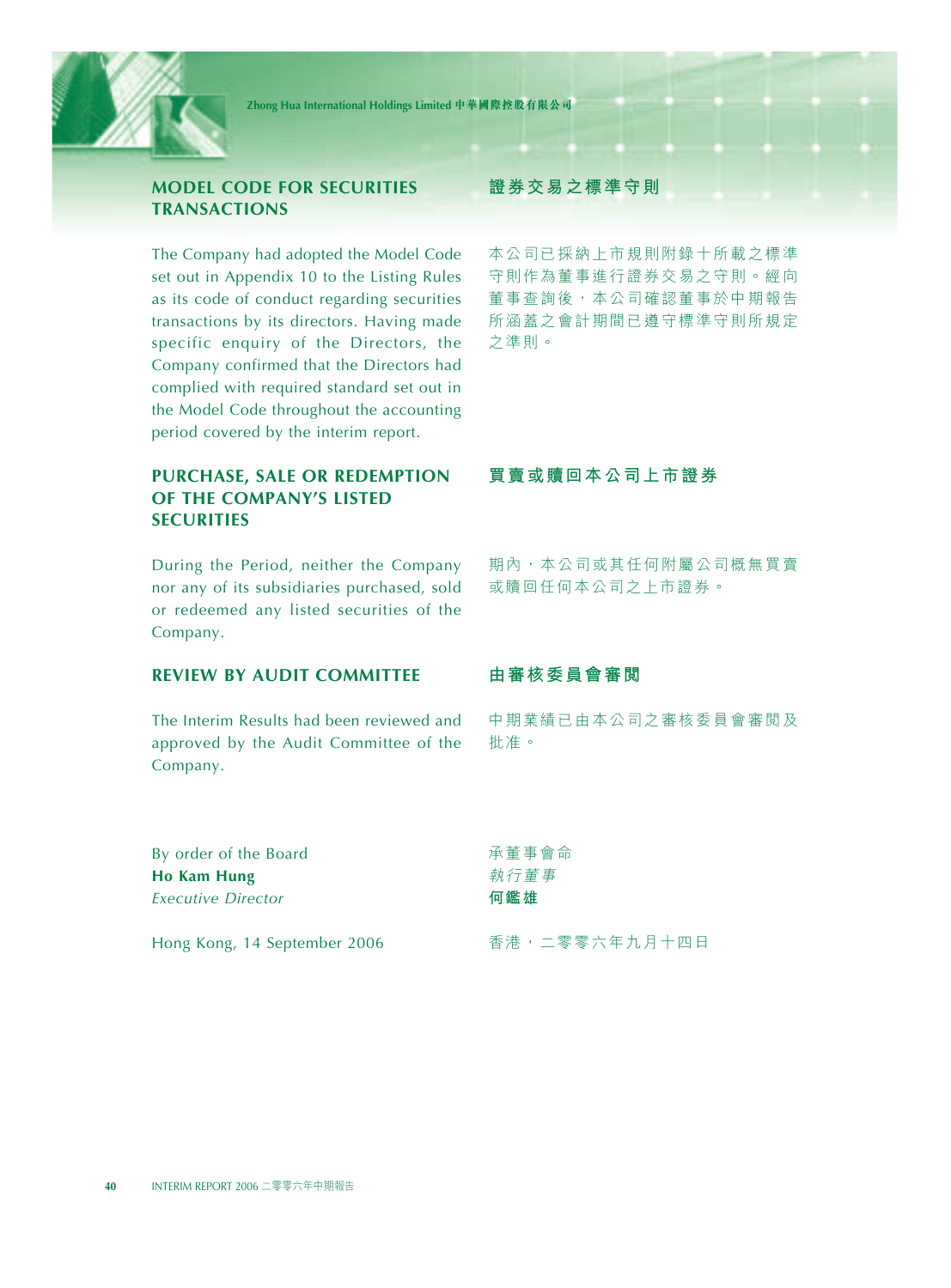## MODEL CODE FOR SECURITIES TRANSACTIONS

## 證券交易之標準守則

The Company had adopted the Model Code set out in Appendix 10 to the Listing Rules as its code of conduct regarding securities transactions by its directors. Having made specific enquiry of the Directors, the Company confirmed that the Directors had complied with required standard set out in the Model Code throughout the accounting period covered by the interim report.

本公司已採納上市規則附錄十所載之標準守則作為董事進行證券交易之守則。經向董事查詢後，本公司確認董事於中期報告所涵蓋之會計期間已遵守標準守則所規定之準則。

## PURCHASE, SALE OR REDEMPTION OF THE COMPANY'S LISTED SECURITIES

## 買賣或贖回本公司上市證券

During the Period, neither the Company nor any of its subsidiaries purchased, sold or redeemed any listed securities of the Company.

期內，本公司或其任何附屬公司概無買賣或贖回任何本公司之上市證券。

## REVIEW BY AUDIT COMMITTEE

## 由審核委員會審閱

The Interim Results had been reviewed and approved by the Audit Committee of the Company.

中期業績已由本公司之審核委員會審閱及批准。

By order of the Board
**Ho Kam Hung**
*Executive Director*

Hong Kong, 14 September 2006

承董事會命
*執行董事*
**何鑑雄**

香港，二零零六年九月十四日